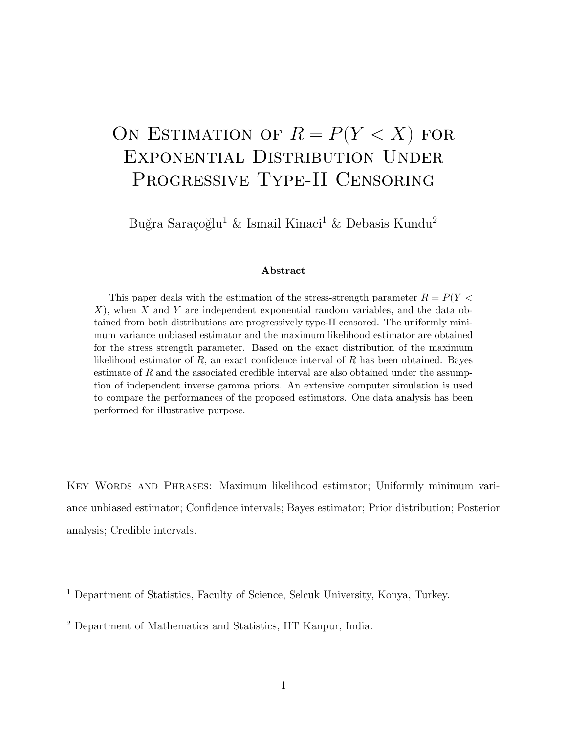# On Estimation of $R = P(Y < X)$ for Exponential Distribution Under Progressive Type-II Censoring

Buğra Saraçoğlu[1] & Ismail Kinaci[1] & Debasis Kundu[2]

**Abstract**

This paper deals with the estimation of the stress-strength parameter $R = P(Y < X)$, when $X$ and $Y$ are independent exponential random variables, and the data obtained from both distributions are progressively type-II censored. The uniformly minimum variance unbiased estimator and the maximum likelihood estimator are obtained for the stress strength parameter. Based on the exact distribution of the maximum likelihood estimator of $R$, an exact confidence interval of $R$ has been obtained. Bayes estimate of $R$ and the associated credible interval are also obtained under the assumption of independent inverse gamma priors. An extensive computer simulation is used to compare the performances of the proposed estimators. One data analysis has been performed for illustrative purpose.

Key Words and Phrases: Maximum likelihood estimator; Uniformly minimum variance unbiased estimator; Confidence intervals; Bayes estimator; Prior distribution; Posterior analysis; Credible intervals.

[1] Department of Statistics, Faculty of Science, Selcuk University, Konya, Turkey.

[2] Department of Mathematics and Statistics, IIT Kanpur, India.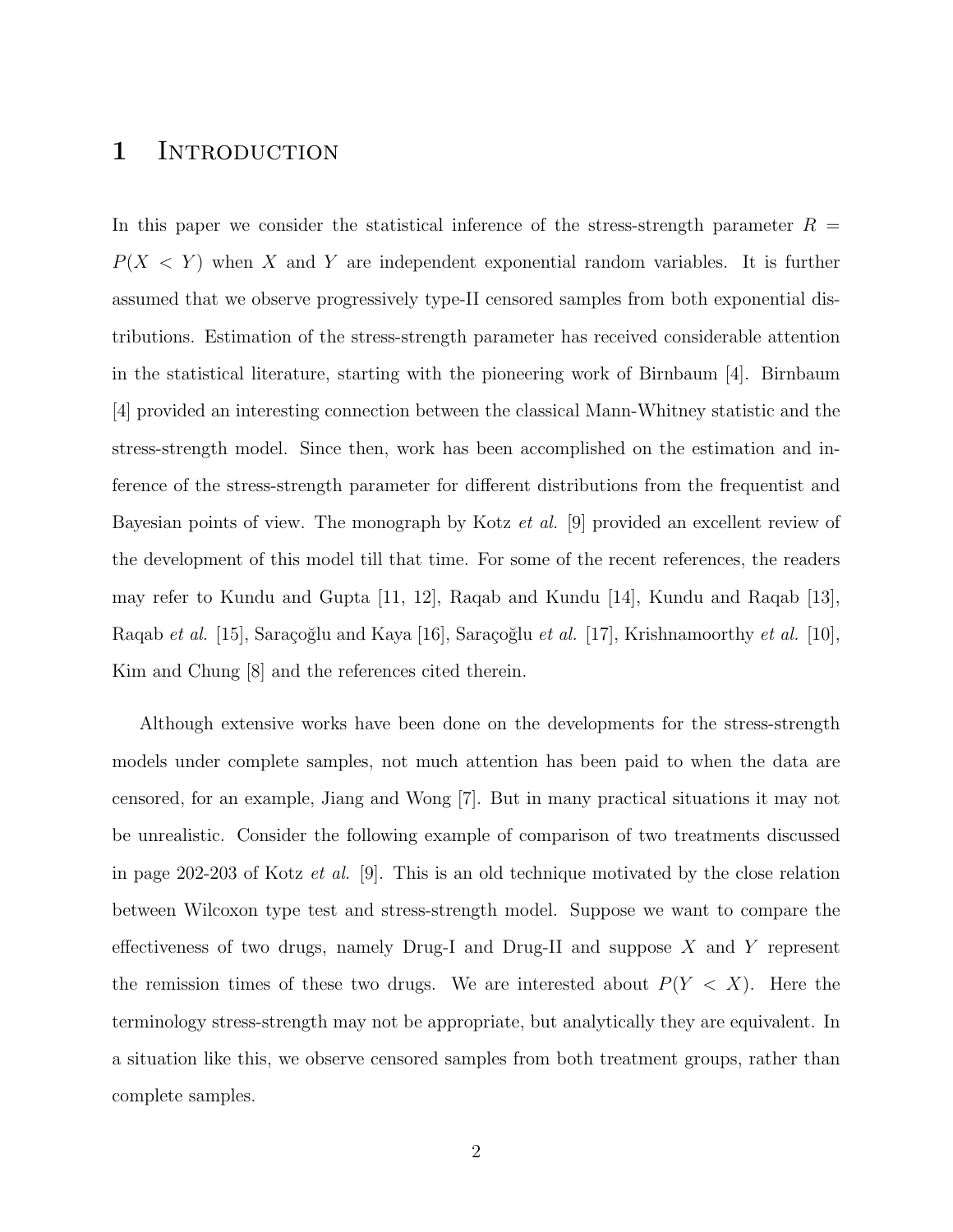# 1 Introduction

In this paper we consider the statistical inference of the stress-strength parameter $R = P(X < Y)$ when $X$ and $Y$ are independent exponential random variables. It is further assumed that we observe progressively type-II censored samples from both exponential distributions. Estimation of the stress-strength parameter has received considerable attention in the statistical literature, starting with the pioneering work of Birnbaum [4]. Birnbaum [4] provided an interesting connection between the classical Mann-Whitney statistic and the stress-strength model. Since then, work has been accomplished on the estimation and inference of the stress-strength parameter for different distributions from the frequentist and Bayesian points of view. The monograph by Kotz *et al.* [9] provided an excellent review of the development of this model till that time. For some of the recent references, the readers may refer to Kundu and Gupta [11, 12], Raqab and Kundu [14], Kundu and Raqab [13], Raqab *et al.* [15], Saraçoğlu and Kaya [16], Saraçoğlu *et al.* [17], Krishnamoorthy *et al.* [10], Kim and Chung [8] and the references cited therein.

Although extensive works have been done on the developments for the stress-strength models under complete samples, not much attention has been paid to when the data are censored, for an example, Jiang and Wong [7]. But in many practical situations it may not be unrealistic. Consider the following example of comparison of two treatments discussed in page 202-203 of Kotz *et al.* [9]. This is an old technique motivated by the close relation between Wilcoxon type test and stress-strength model. Suppose we want to compare the effectiveness of two drugs, namely Drug-I and Drug-II and suppose $X$ and $Y$ represent the remission times of these two drugs. We are interested about $P(Y < X)$. Here the terminology stress-strength may not be appropriate, but analytically they are equivalent. In a situation like this, we observe censored samples from both treatment groups, rather than complete samples.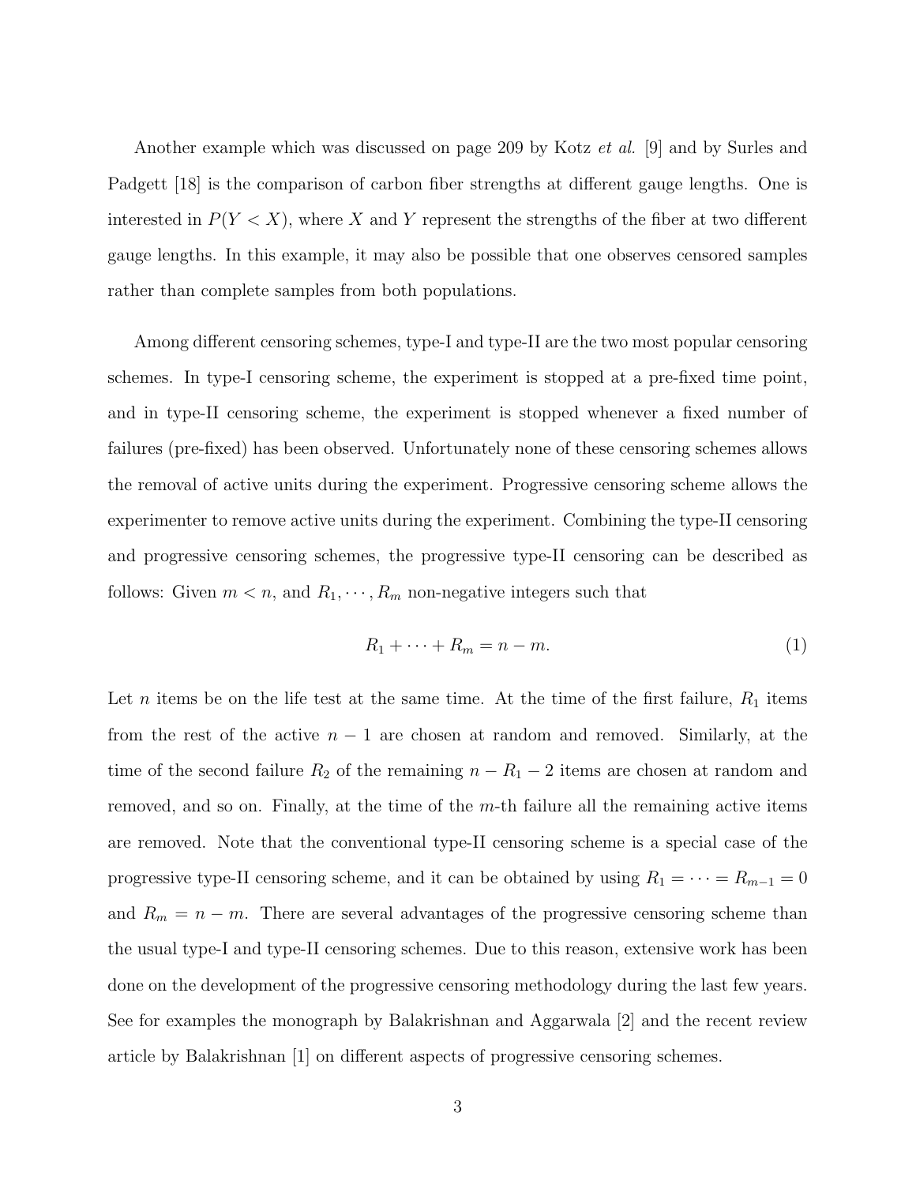Another example which was discussed on page 209 by Kotz *et al.* [9] and by Surles and Padgett [18] is the comparison of carbon fiber strengths at different gauge lengths. One is interested in $P(Y < X)$, where $X$ and $Y$ represent the strengths of the fiber at two different gauge lengths. In this example, it may also be possible that one observes censored samples rather than complete samples from both populations.

Among different censoring schemes, type-I and type-II are the two most popular censoring schemes. In type-I censoring scheme, the experiment is stopped at a pre-fixed time point, and in type-II censoring scheme, the experiment is stopped whenever a fixed number of failures (pre-fixed) has been observed. Unfortunately none of these censoring schemes allows the removal of active units during the experiment. Progressive censoring scheme allows the experimenter to remove active units during the experiment. Combining the type-II censoring and progressive censoring schemes, the progressive type-II censoring can be described as follows: Given $m < n$, and $R_1, \cdots, R_m$ non-negative integers such that

$$R_1 + \cdots + R_m = n - m. \tag{1}$$

Let $n$ items be on the life test at the same time. At the time of the first failure, $R_1$ items from the rest of the active $n-1$ are chosen at random and removed. Similarly, at the time of the second failure $R_2$ of the remaining $n - R_1 - 2$ items are chosen at random and removed, and so on. Finally, at the time of the $m$-th failure all the remaining active items are removed. Note that the conventional type-II censoring scheme is a special case of the progressive type-II censoring scheme, and it can be obtained by using $R_1 = \cdots = R_{m-1} = 0$ and $R_m = n - m$. There are several advantages of the progressive censoring scheme than the usual type-I and type-II censoring schemes. Due to this reason, extensive work has been done on the development of the progressive censoring methodology during the last few years. See for examples the monograph by Balakrishnan and Aggarwala [2] and the recent review article by Balakrishnan [1] on different aspects of progressive censoring schemes.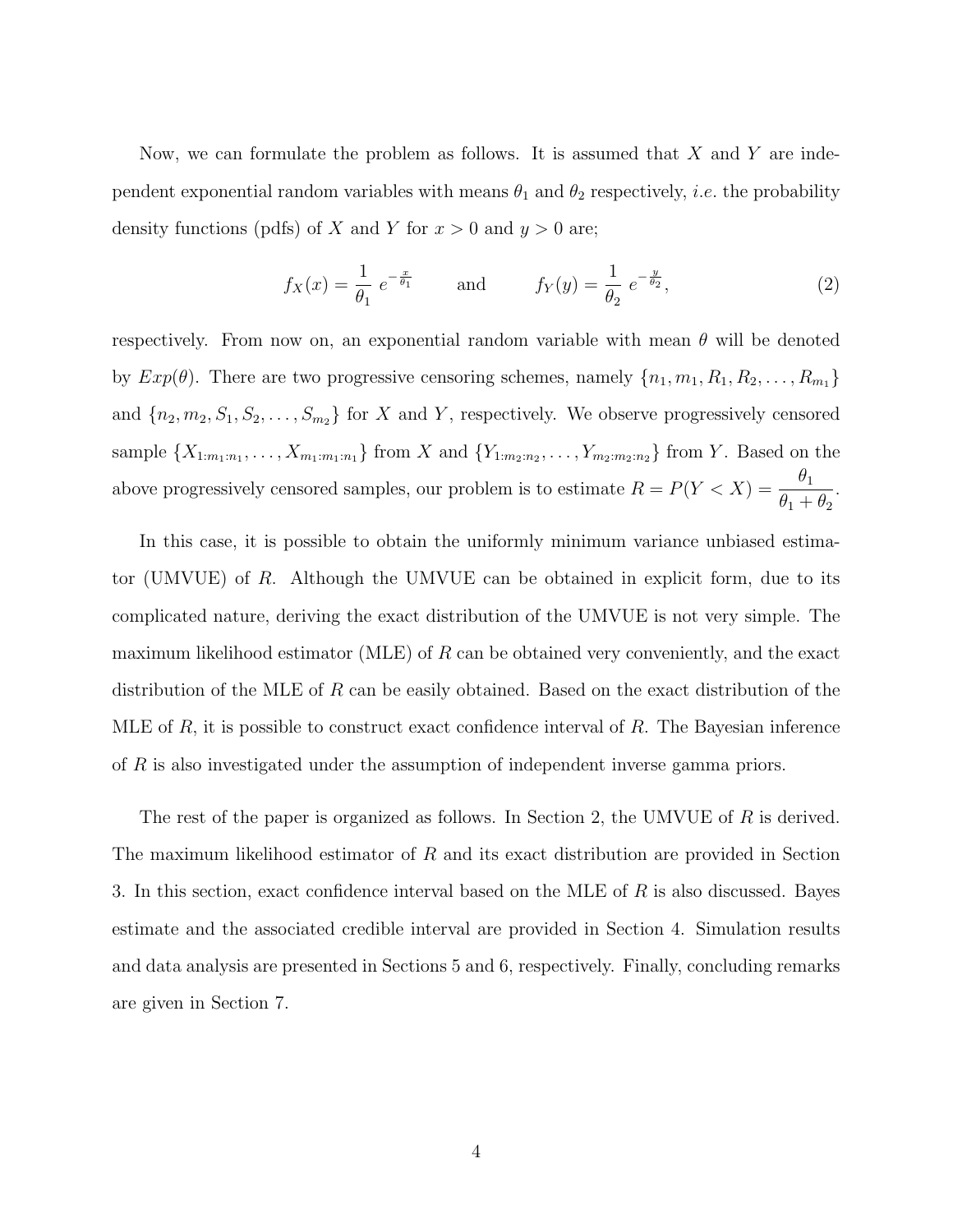Now, we can formulate the problem as follows. It is assumed that $X$ and $Y$ are independent exponential random variables with means $\theta_1$ and $\theta_2$ respectively, *i.e.* the probability density functions (pdfs) of $X$ and $Y$ for $x > 0$ and $y > 0$ are;

$$f_X(x) = \frac{1}{\theta_1}\, e^{-\frac{x}{\theta_1}} \qquad \text{and} \qquad f_Y(y) = \frac{1}{\theta_2}\, e^{-\frac{y}{\theta_2}}, \tag{2}$$

respectively. From now on, an exponential random variable with mean $\theta$ will be denoted by $Exp(\theta)$. There are two progressive censoring schemes, namely $\{n_1, m_1, R_1, R_2, \ldots, R_{m_1}\}$ and $\{n_2, m_2, S_1, S_2, \ldots, S_{m_2}\}$ for $X$ and $Y$, respectively. We observe progressively censored sample $\{X_{1:m_1:n_1}, \ldots, X_{m_1:m_1:n_1}\}$ from $X$ and $\{Y_{1:m_2:n_2}, \ldots, Y_{m_2:m_2:n_2}\}$ from $Y$. Based on the above progressively censored samples, our problem is to estimate $R = P(Y < X) = \dfrac{\theta_1}{\theta_1 + \theta_2}$.

In this case, it is possible to obtain the uniformly minimum variance unbiased estimator (UMVUE) of $R$. Although the UMVUE can be obtained in explicit form, due to its complicated nature, deriving the exact distribution of the UMVUE is not very simple. The maximum likelihood estimator (MLE) of $R$ can be obtained very conveniently, and the exact distribution of the MLE of $R$ can be easily obtained. Based on the exact distribution of the MLE of $R$, it is possible to construct exact confidence interval of $R$. The Bayesian inference of $R$ is also investigated under the assumption of independent inverse gamma priors.

The rest of the paper is organized as follows. In Section 2, the UMVUE of $R$ is derived. The maximum likelihood estimator of $R$ and its exact distribution are provided in Section 3. In this section, exact confidence interval based on the MLE of $R$ is also discussed. Bayes estimate and the associated credible interval are provided in Section 4. Simulation results and data analysis are presented in Sections 5 and 6, respectively. Finally, concluding remarks are given in Section 7.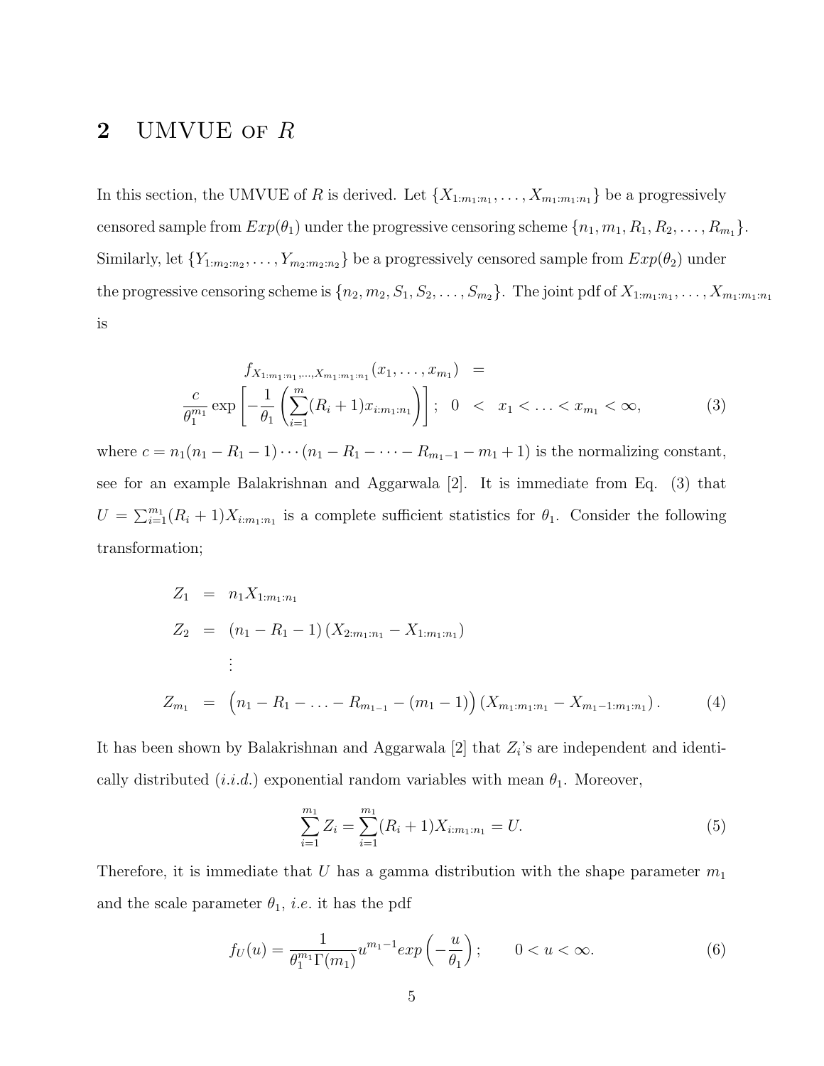## 2 UMVUE of $R$

In this section, the UMVUE of $R$ is derived. Let $\{X_{1:m_1:n_1}, \ldots, X_{m_1:m_1:n_1}\}$ be a progressively censored sample from $Exp(\theta_1)$ under the progressive censoring scheme $\{n_1, m_1, R_1, R_2, \ldots, R_{m_1}\}$. Similarly, let $\{Y_{1:m_2:n_2}, \ldots, Y_{m_2:m_2:n_2}\}$ be a progressively censored sample from $Exp(\theta_2)$ under the progressive censoring scheme is $\{n_2, m_2, S_1, S_2, \ldots, S_{m_2}\}$. The joint pdf of $X_{1:m_1:n_1}, \ldots, X_{m_1:m_1:n_1}$ is

$$
\begin{aligned}
f_{X_{1:m_1:n_1},\ldots,X_{m_1:m_1:n_1}}(x_1, \ldots, x_{m_1}) \; &= \\
\frac{c}{\theta_1^{m_1}} \exp\left[-\frac{1}{\theta_1}\left(\sum_{i=1}^{m}(R_i+1)x_{i:m_1:n_1}\right)\right]; \;\; 0 \; &< \; x_1 < \ldots < x_{m_1} < \infty, \qquad (3)
\end{aligned}
$$

where $c = n_1(n_1 - R_1 - 1)\cdots(n_1 - R_1 - \cdots - R_{m_1-1} - m_1 + 1)$ is the normalizing constant, see for an example Balakrishnan and Aggarwala [2]. It is immediate from Eq. (3) that $U = \sum_{i=1}^{m_1}(R_i + 1)X_{i:m_1:n_1}$ is a complete sufficient statistics for $\theta_1$. Consider the following transformation;

$$
\begin{aligned}
Z_1 &= n_1 X_{1:m_1:n_1} \\
Z_2 &= (n_1 - R_1 - 1)\left(X_{2:m_1:n_1} - X_{1:m_1:n_1}\right) \\
&\;\;\vdots \\
Z_{m_1} &= \Big(n_1 - R_1 - \ldots - R_{m_1-1} - (m_1 - 1)\Big)\left(X_{m_1:m_1:n_1} - X_{m_1-1:m_1:n_1}\right). \qquad (4)
\end{aligned}
$$

It has been shown by Balakrishnan and Aggarwala [2] that $Z_i$'s are independent and identically distributed (*i.i.d.*) exponential random variables with mean $\theta_1$. Moreover,

$$
\sum_{i=1}^{m_1} Z_i = \sum_{i=1}^{m_1}(R_i + 1)X_{i:m_1:n_1} = U. \qquad (5)
$$

Therefore, it is immediate that $U$ has a gamma distribution with the shape parameter $m_1$ and the scale parameter $\theta_1$, *i.e.* it has the pdf

$$
f_U(u) = \frac{1}{\theta_1^{m_1}\Gamma(m_1)} u^{m_1-1} exp\left(-\frac{u}{\theta_1}\right); \qquad 0 < u < \infty. \qquad (6)
$$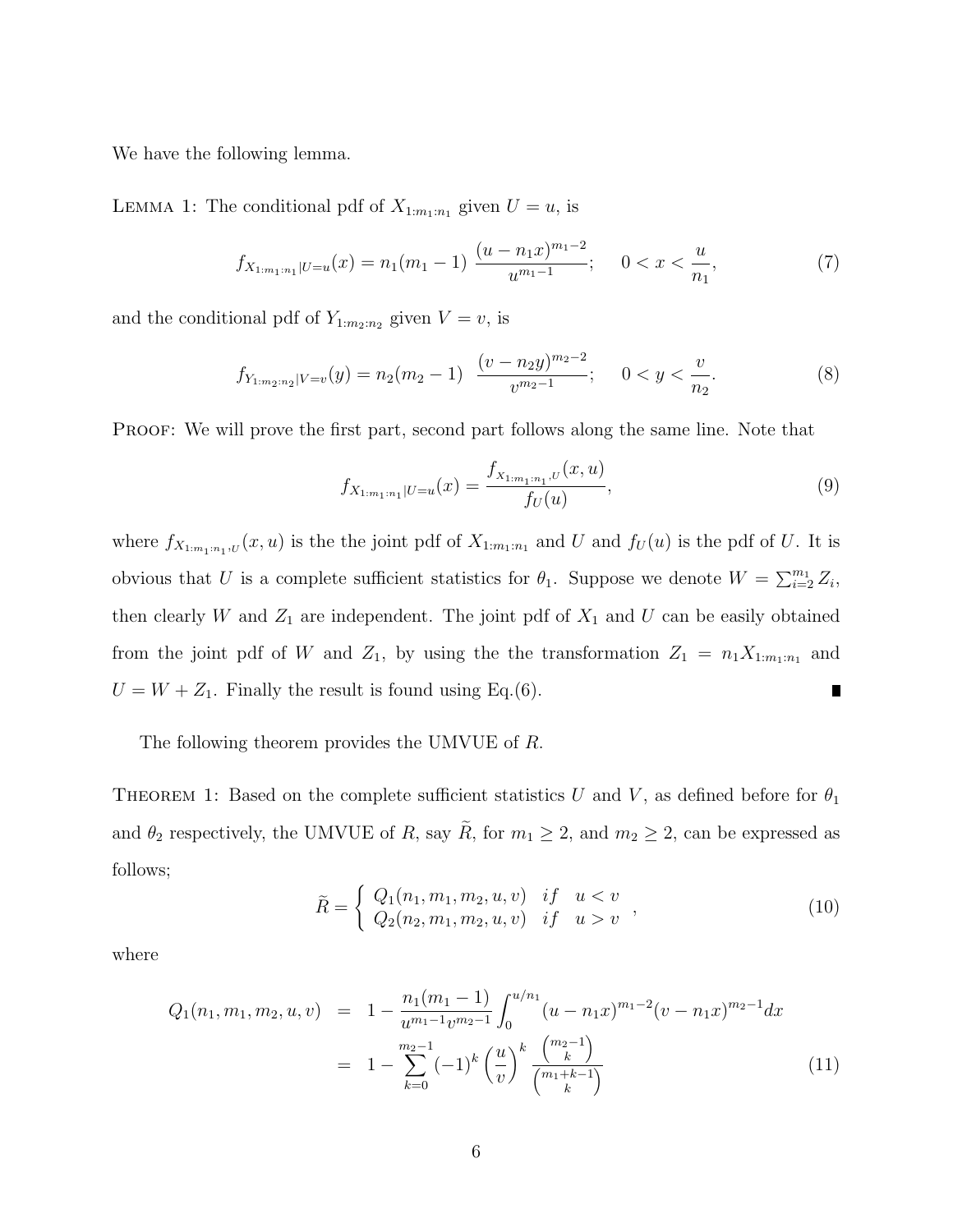We have the following lemma.

LEMMA 1: The conditional pdf of $X_{1:m_1:n_1}$ given $U = u$, is

$$f_{X_{1:m_1:n_1}|U=u}(x) = n_1(m_1 - 1)\ \frac{(u - n_1 x)^{m_1-2}}{u^{m_1-1}}; \quad 0 < x < \frac{u}{n_1}, \tag{7}$$

and the conditional pdf of $Y_{1:m_2:n_2}$ given $V = v$, is

$$f_{Y_{1:m_2:n_2}|V=v}(y) = n_2(m_2 - 1)\ \frac{(v - n_2 y)^{m_2-2}}{v^{m_2-1}}; \quad 0 < y < \frac{v}{n_2}. \tag{8}$$

PROOF: We will prove the first part, second part follows along the same line. Note that

$$f_{X_{1:m_1:n_1}|U=u}(x) = \frac{f_{X_{1:m_1:n_1},U}(x, u)}{f_U(u)}, \tag{9}$$

where $f_{X_{1:m_1:n_1},U}(x, u)$ is the the joint pdf of $X_{1:m_1:n_1}$ and $U$ and $f_U(u)$ is the pdf of $U$. It is obvious that $U$ is a complete sufficient statistics for $\theta_1$. Suppose we denote $W = \sum_{i=2}^{m_1} Z_i$, then clearly $W$ and $Z_1$ are independent. The joint pdf of $X_1$ and $U$ can be easily obtained from the joint pdf of $W$ and $Z_1$, by using the the transformation $Z_1 = n_1 X_{1:m_1:n_1}$ and $U = W + Z_1$. Finally the result is found using Eq.(6). ∎

The following theorem provides the UMVUE of $R$.

THEOREM 1: Based on the complete sufficient statistics $U$ and $V$, as defined before for $\theta_1$ and $\theta_2$ respectively, the UMVUE of $R$, say $\widetilde{R}$, for $m_1 \geq 2$, and $m_2 \geq 2$, can be expressed as follows;

$$\widetilde{R} = \begin{cases} Q_1(n_1, m_1, m_2, u, v) & if \quad u < v \\ Q_2(n_2, m_1, m_2, u, v) & if \quad u > v \end{cases}, \tag{10}$$

where

$$\begin{aligned} Q_1(n_1, m_1, m_2, u, v) &= 1 - \frac{n_1(m_1 - 1)}{u^{m_1-1} v^{m_2-1}} \int_0^{u/n_1} (u - n_1 x)^{m_1-2} (v - n_1 x)^{m_2-1} dx \\ &= 1 - \sum_{k=0}^{m_2-1} (-1)^k \left(\frac{u}{v}\right)^k \frac{\binom{m_2-1}{k}}{\binom{m_1+k-1}{k}} \end{aligned} \tag{11}$$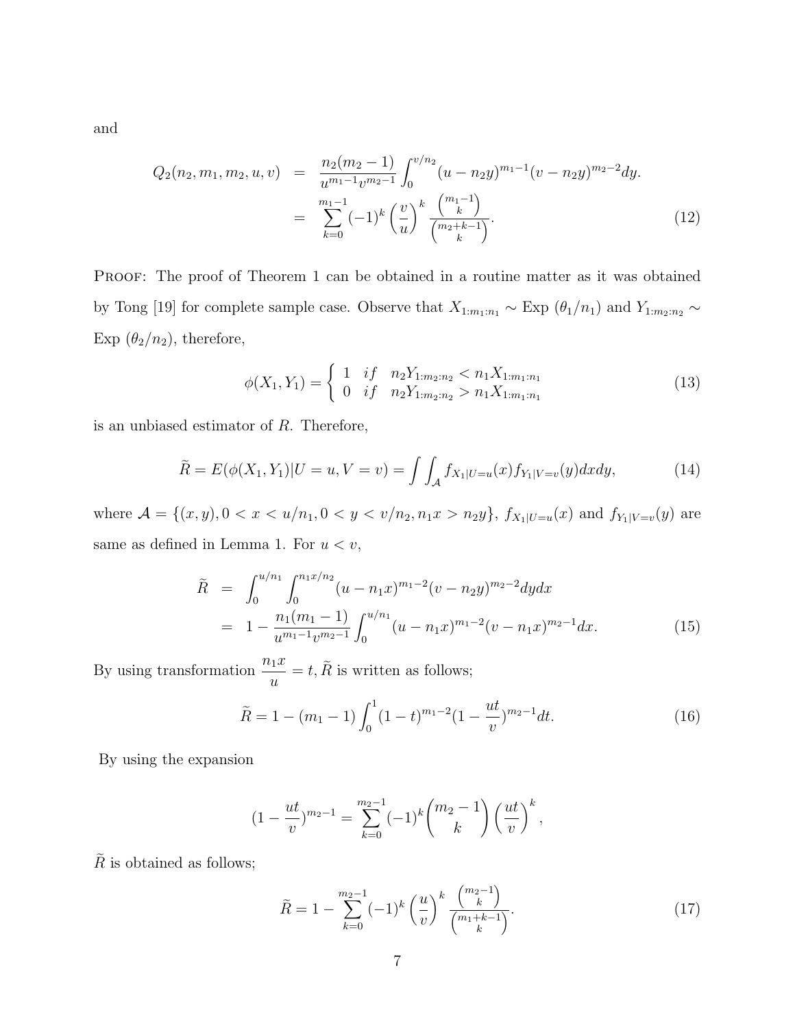and

$$
\begin{aligned}
Q_2(n_2, m_1, m_2, u, v) &= \frac{n_2(m_2-1)}{u^{m_1-1}v^{m_2-1}} \int_0^{v/n_2} (u-n_2y)^{m_1-1}(v-n_2y)^{m_2-2}dy. \\
&= \sum_{k=0}^{m_1-1} (-1)^k \left(\frac{v}{u}\right)^k \frac{\binom{m_1-1}{k}}{\binom{m_2+k-1}{k}}. \qquad (12)
\end{aligned}
$$

PROOF: The proof of Theorem 1 can be obtained in a routine matter as it was obtained by Tong [19] for complete sample case. Observe that $X_{1:m_1:n_1} \sim$ Exp $(\theta_1/n_1)$ and $Y_{1:m_2:n_2} \sim$ Exp $(\theta_2/n_2)$, therefore,

$$
\phi(X_1, Y_1) = \begin{cases} 1 & if \quad n_2Y_{1:m_2:n_2} < n_1X_{1:m_1:n_1} \\ 0 & if \quad n_2Y_{1:m_2:n_2} > n_1X_{1:m_1:n_1} \end{cases} \qquad (13)
$$

is an unbiased estimator of $R$. Therefore,

$$
\widetilde{R} = E(\phi(X_1, Y_1)|U = u, V = v) = \int\int_{\mathcal{A}} f_{X_1|U=u}(x) f_{Y_1|V=v}(y) dxdy, \qquad (14)
$$

where $\mathcal{A} = \{(x, y), 0 < x < u/n_1, 0 < y < v/n_2, n_1x > n_2y\}$, $f_{X_1|U=u}(x)$ and $f_{Y_1|V=v}(y)$ are same as defined in Lemma 1. For $u < v$,

$$
\begin{aligned}
\widetilde{R} &= \int_0^{u/n_1} \int_0^{n_1x/n_2} (u-n_1x)^{m_1-2}(v-n_2y)^{m_2-2}dydx \\
&= 1 - \frac{n_1(m_1-1)}{u^{m_1-1}v^{m_2-1}} \int_0^{u/n_1} (u-n_1x)^{m_1-2}(v-n_1x)^{m_2-1}dx. \qquad (15)
\end{aligned}
$$

By using transformation $\dfrac{n_1x}{u} = t, \widetilde{R}$ is written as follows;

$$
\widetilde{R} = 1 - (m_1-1)\int_0^1 (1-t)^{m_1-2}(1-\frac{ut}{v})^{m_2-1}dt. \qquad (16)
$$

By using the expansion

$$
(1-\frac{ut}{v})^{m_2-1} = \sum_{k=0}^{m_2-1}(-1)^k \binom{m_2-1}{k}\left(\frac{ut}{v}\right)^k,
$$

$\widetilde{R}$ is obtained as follows;

$$
\widetilde{R} = 1 - \sum_{k=0}^{m_2-1}(-1)^k \left(\frac{u}{v}\right)^k \frac{\binom{m_2-1}{k}}{\binom{m_1+k-1}{k}}. \qquad (17)
$$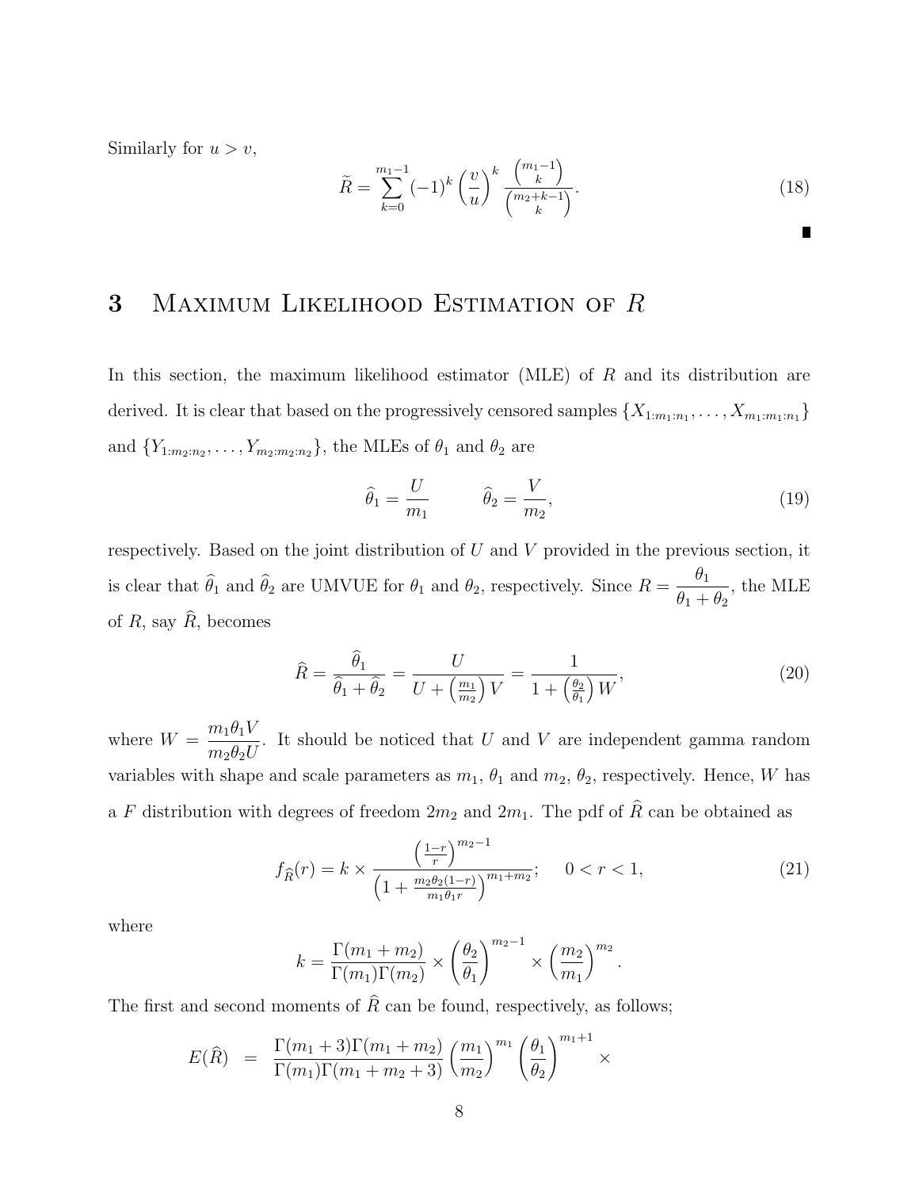Similarly for $u > v$,

$$\widetilde{R} = \sum_{k=0}^{m_1-1} (-1)^k \left(\frac{v}{u}\right)^k \frac{\binom{m_1-1}{k}}{\binom{m_2+k-1}{k}}. \tag{18}$$

■

# 3 Maximum Likelihood Estimation of $R$

In this section, the maximum likelihood estimator (MLE) of $R$ and its distribution are derived. It is clear that based on the progressively censored samples $\{X_{1:m_1:n_1}, \ldots, X_{m_1:m_1:n_1}\}$ and $\{Y_{1:m_2:n_2}, \ldots, Y_{m_2:m_2:n_2}\}$, the MLEs of $\theta_1$ and $\theta_2$ are

$$\widehat{\theta}_1 = \frac{U}{m_1} \qquad \widehat{\theta}_2 = \frac{V}{m_2}, \tag{19}$$

respectively. Based on the joint distribution of $U$ and $V$ provided in the previous section, it is clear that $\widehat{\theta}_1$ and $\widehat{\theta}_2$ are UMVUE for $\theta_1$ and $\theta_2$, respectively. Since $R = \dfrac{\theta_1}{\theta_1 + \theta_2}$, the MLE of $R$, say $\widehat{R}$, becomes

$$\widehat{R} = \frac{\widehat{\theta}_1}{\widehat{\theta}_1 + \widehat{\theta}_2} = \frac{U}{U + \left(\frac{m_1}{m_2}\right) V} = \frac{1}{1 + \left(\frac{\theta_2}{\theta_1}\right) W}, \tag{20}$$

where $W = \dfrac{m_1 \theta_1 V}{m_2 \theta_2 U}$. It should be noticed that $U$ and $V$ are independent gamma random variables with shape and scale parameters as $m_1$, $\theta_1$ and $m_2$, $\theta_2$, respectively. Hence, $W$ has a $F$ distribution with degrees of freedom $2m_2$ and $2m_1$. The pdf of $\widehat{R}$ can be obtained as

$$f_{\widehat{R}}(r) = k \times \frac{\left(\frac{1-r}{r}\right)^{m_2-1}}{\left(1 + \frac{m_2 \theta_2 (1-r)}{m_1 \theta_1 r}\right)^{m_1+m_2}}; \qquad 0 < r < 1, \tag{21}$$

where

$$k = \frac{\Gamma(m_1+m_2)}{\Gamma(m_1)\Gamma(m_2)} \times \left(\frac{\theta_2}{\theta_1}\right)^{m_2-1} \times \left(\frac{m_2}{m_1}\right)^{m_2}.$$

The first and second moments of $\widehat{R}$ can be found, respectively, as follows;

$$E(\widehat{R}) \;\; = \;\; \frac{\Gamma(m_1+3)\Gamma(m_1+m_2)}{\Gamma(m_1)\Gamma(m_1+m_2+3)} \left(\frac{m_1}{m_2}\right)^{m_1} \left(\frac{\theta_1}{\theta_2}\right)^{m_1+1} \times$$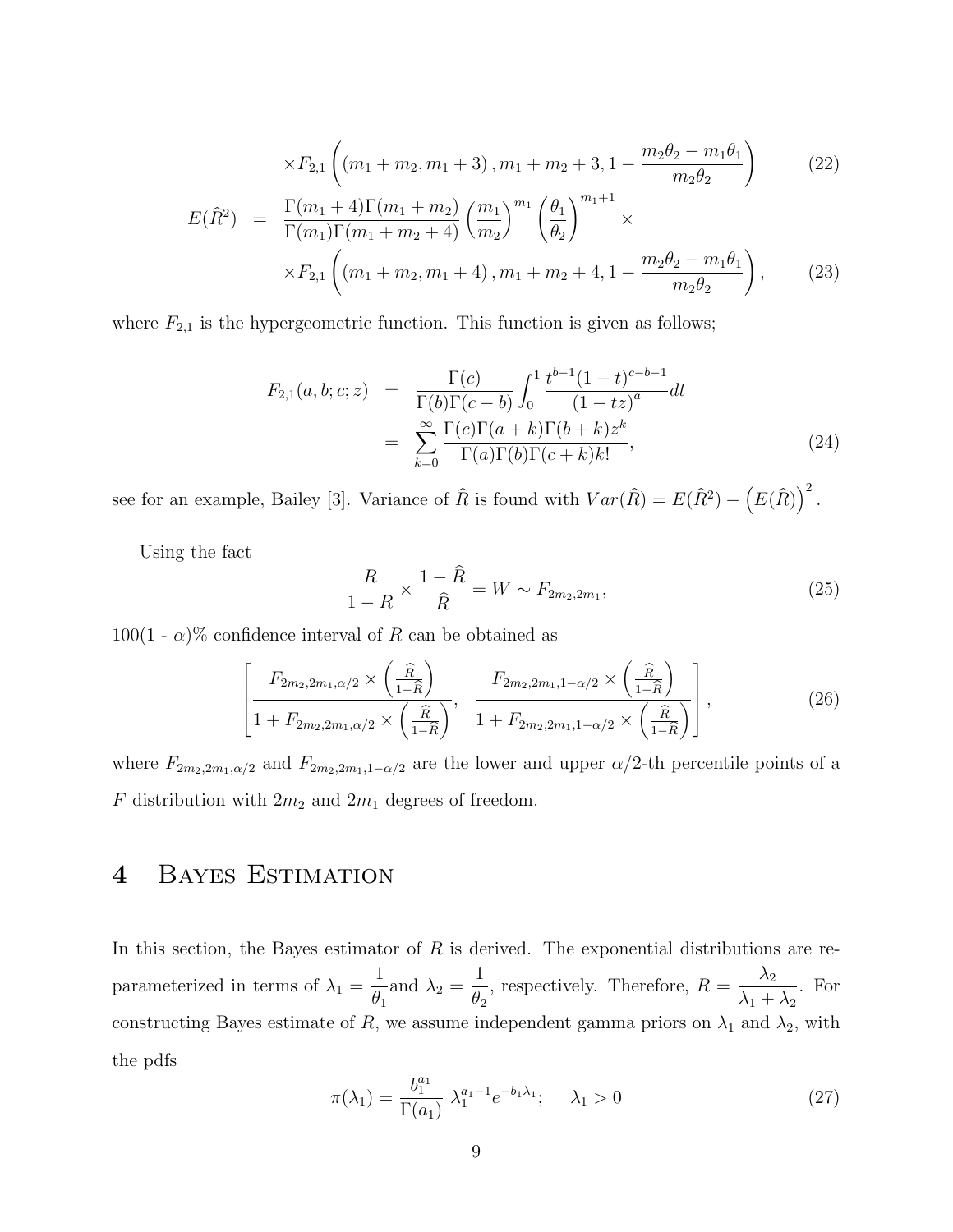$$\times F_{2,1}\left(\left(m_1+m_2, m_1+3\right), m_1+m_2+3, 1-\frac{m_2\theta_2 - m_1\theta_1}{m_2\theta_2}\right) \tag{22}$$

$$E(\widehat{R}^2) = \frac{\Gamma(m_1+4)\Gamma(m_1+m_2)}{\Gamma(m_1)\Gamma(m_1+m_2+4)}\left(\frac{m_1}{m_2}\right)^{m_1}\left(\frac{\theta_1}{\theta_2}\right)^{m_1+1} \times$$

$$\times F_{2,1}\left(\left(m_1+m_2, m_1+4\right), m_1+m_2+4, 1-\frac{m_2\theta_2 - m_1\theta_1}{m_2\theta_2}\right), \tag{23}$$

where $F_{2,1}$ is the hypergeometric function. This function is given as follows;

$$\begin{aligned} F_{2,1}(a,b;c;z) &= \frac{\Gamma(c)}{\Gamma(b)\Gamma(c-b)}\int_0^1 \frac{t^{b-1}(1-t)^{c-b-1}}{(1-tz)^a}dt \\ &= \sum_{k=0}^{\infty}\frac{\Gamma(c)\Gamma(a+k)\Gamma(b+k)z^k}{\Gamma(a)\Gamma(b)\Gamma(c+k)k!}, \end{aligned} \tag{24}$$

see for an example, Bailey [3]. Variance of $\widehat{R}$ is found with $Var(\widehat{R}) = E(\widehat{R}^2) - \left(E(\widehat{R})\right)^2$.

Using the fact

$$\frac{R}{1-R} \times \frac{1-\widehat{R}}{\widehat{R}} = W \sim F_{2m_2, 2m_1}, \tag{25}$$

$100(1 - \alpha)\%$ confidence interval of $R$ can be obtained as

$$\left[\frac{F_{2m_2,2m_1,\alpha/2} \times \left(\frac{\widehat{R}}{1-\widehat{R}}\right)}{1+F_{2m_2,2m_1,\alpha/2} \times \left(\frac{\widehat{R}}{1-\widehat{R}}\right)},\ \ \frac{F_{2m_2,2m_1,1-\alpha/2} \times \left(\frac{\widehat{R}}{1-\widehat{R}}\right)}{1+F_{2m_2,2m_1,1-\alpha/2} \times \left(\frac{\widehat{R}}{1-\widehat{R}}\right)}\right], \tag{26}$$

where $F_{2m_2,2m_1,\alpha/2}$ and $F_{2m_2,2m_1,1-\alpha/2}$ are the lower and upper $\alpha/2$-th percentile points of a $F$ distribution with $2m_2$ and $2m_1$ degrees of freedom.

# 4 Bayes Estimation

In this section, the Bayes estimator of $R$ is derived. The exponential distributions are re-parameterized in terms of $\lambda_1 = \dfrac{1}{\theta_1}$and $\lambda_2 = \dfrac{1}{\theta_2}$, respectively. Therefore, $R = \dfrac{\lambda_2}{\lambda_1+\lambda_2}$. For constructing Bayes estimate of $R$, we assume independent gamma priors on $\lambda_1$ and $\lambda_2$, with the pdfs

$$\pi(\lambda_1) = \frac{b_1^{a_1}}{\Gamma(a_1)}\ \lambda_1^{a_1-1}e^{-b_1\lambda_1}; \quad \lambda_1 > 0 \tag{27}$$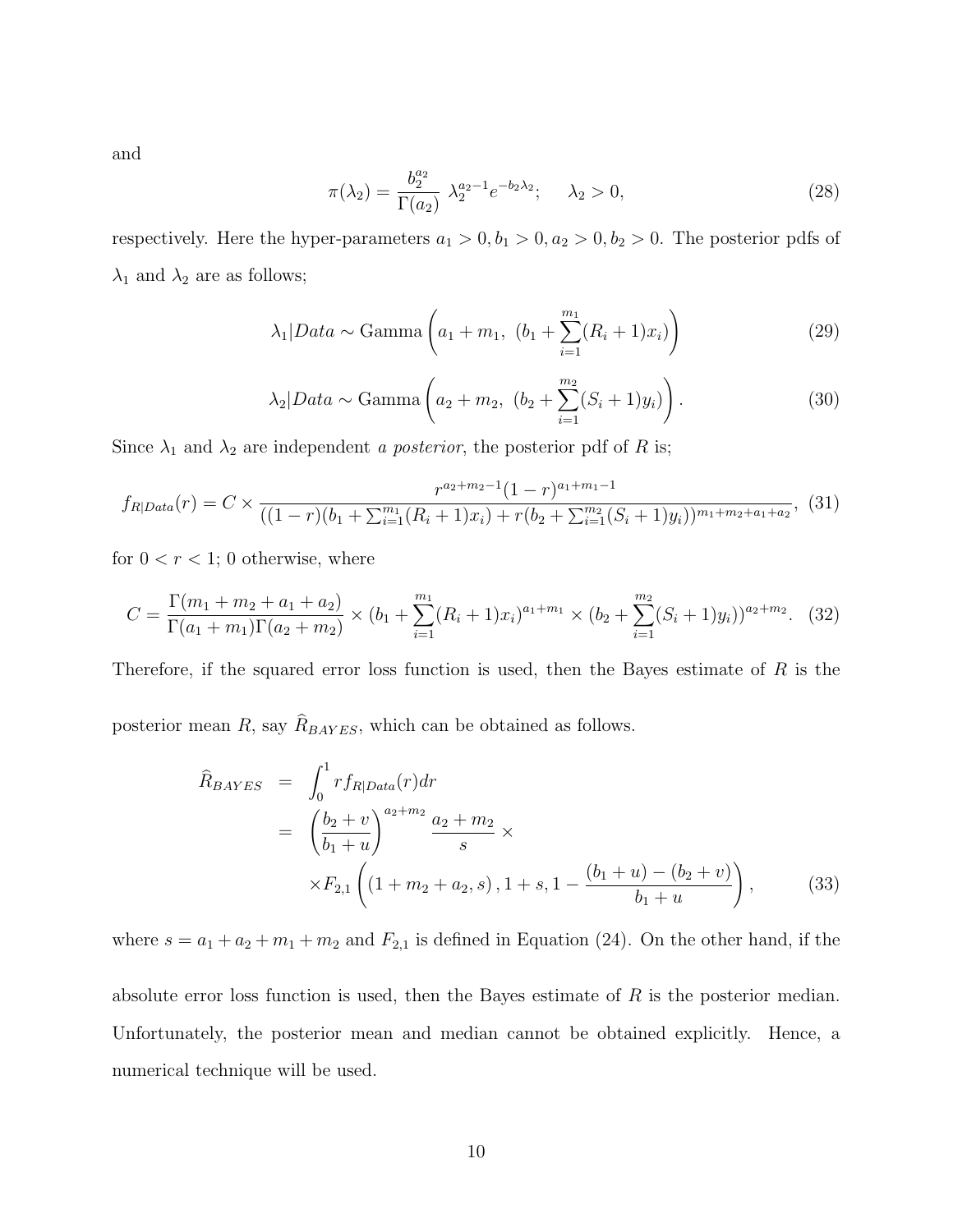and

$$\pi(\lambda_2) = \frac{b_2^{a_2}}{\Gamma(a_2)} \; \lambda_2^{a_2-1} e^{-b_2\lambda_2}; \qquad \lambda_2 > 0, \tag{28}$$

respectively. Here the hyper-parameters $a_1 > 0, b_1 > 0, a_2 > 0, b_2 > 0$. The posterior pdfs of $\lambda_1$ and $\lambda_2$ are as follows;

$$\lambda_1 | Data \sim \text{Gamma}\left(a_1 + m_1, \; (b_1 + \sum_{i=1}^{m_1}(R_i+1)x_i)\right) \tag{29}$$

$$\lambda_2 | Data \sim \text{Gamma}\left(a_2 + m_2, \; (b_2 + \sum_{i=1}^{m_2}(S_i+1)y_i)\right). \tag{30}$$

Since $\lambda_1$ and $\lambda_2$ are independent *a posterior*, the posterior pdf of $R$ is;

$$f_{R|Data}(r) = C \times \frac{r^{a_2+m_2-1}(1-r)^{a_1+m_1-1}}{((1-r)(b_1 + \sum_{i=1}^{m_1}(R_i+1)x_i) + r(b_2 + \sum_{i=1}^{m_2}(S_i+1)y_i))^{m_1+m_2+a_1+a_2}}, \tag{31}$$

for $0 < r < 1$; 0 otherwise, where

$$C = \frac{\Gamma(m_1 + m_2 + a_1 + a_2)}{\Gamma(a_1 + m_1)\Gamma(a_2 + m_2)} \times (b_1 + \sum_{i=1}^{m_1}(R_i+1)x_i)^{a_1+m_1} \times (b_2 + \sum_{i=1}^{m_2}(S_i+1)y_i))^{a_2+m_2}. \tag{32}$$

Therefore, if the squared error loss function is used, then the Bayes estimate of $R$ is the posterior mean $R$, say $\widehat{R}_{BAYES}$, which can be obtained as follows.

$$\begin{aligned}
\widehat{R}_{BAYES} &= \int_0^1 r f_{R|Data}(r) dr \\
&= \left(\frac{b_2 + v}{b_1 + u}\right)^{a_2+m_2} \frac{a_2 + m_2}{s} \times \\
&\quad \times F_{2,1}\left((1 + m_2 + a_2, s), 1 + s, 1 - \frac{(b_1 + u) - (b_2 + v)}{b_1 + u}\right),
\end{aligned} \tag{33}$$

where $s = a_1 + a_2 + m_1 + m_2$ and $F_{2,1}$ is defined in Equation (24). On the other hand, if the absolute error loss function is used, then the Bayes estimate of $R$ is the posterior median. Unfortunately, the posterior mean and median cannot be obtained explicitly. Hence, a numerical technique will be used.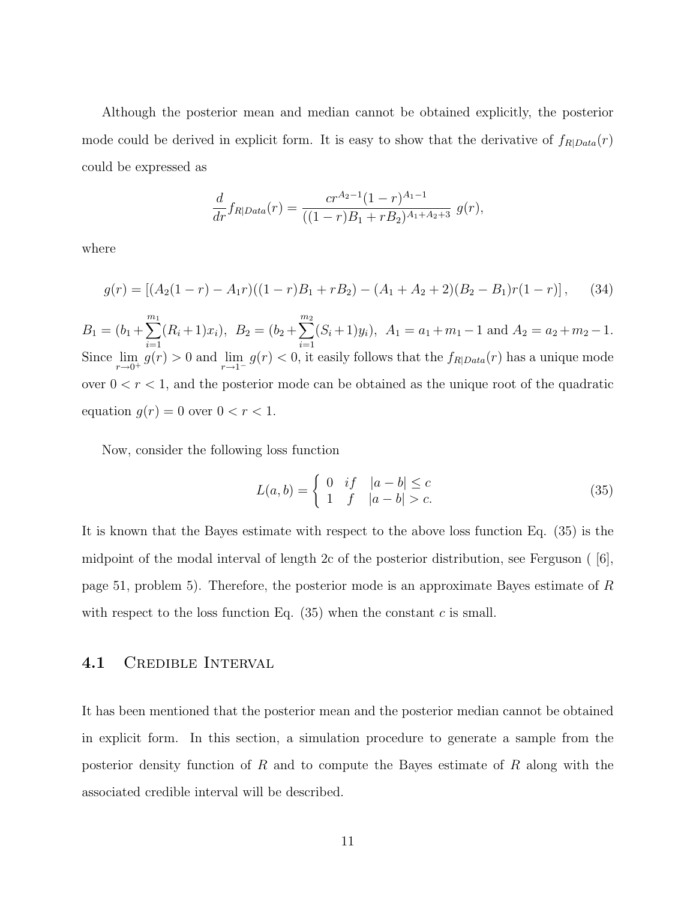Although the posterior mean and median cannot be obtained explicitly, the posterior mode could be derived in explicit form. It is easy to show that the derivative of $f_{R|Data}(r)$ could be expressed as

$$\frac{d}{dr} f_{R|Data}(r) = \frac{c r^{A_2-1}(1-r)^{A_1-1}}{((1-r)B_1 + rB_2)^{A_1+A_2+3}}\ g(r),$$

where

$$g(r) = \left[(A_2(1-r) - A_1 r)((1-r)B_1 + rB_2) - (A_1 + A_2 + 2)(B_2 - B_1)r(1-r)\right], \tag{34}$$

$B_1 = (b_1 + \sum_{i=1}^{m_1}(R_i+1)x_i)$, $B_2 = (b_2 + \sum_{i=1}^{m_2}(S_i+1)y_i)$, $A_1 = a_1 + m_1 - 1$ and $A_2 = a_2 + m_2 - 1$. Since $\lim_{r\to 0^+} g(r) > 0$ and $\lim_{r\to 1^-} g(r) < 0$, it easily follows that the $f_{R|Data}(r)$ has a unique mode over $0 < r < 1$, and the posterior mode can be obtained as the unique root of the quadratic equation $g(r) = 0$ over $0 < r < 1$.

Now, consider the following loss function

$$L(a, b) = \begin{cases} 0 & if \quad |a - b| \le c \\ 1 & f \quad |a - b| > c. \end{cases} \tag{35}$$

It is known that the Bayes estimate with respect to the above loss function Eq. (35) is the midpoint of the modal interval of length 2c of the posterior distribution, see Ferguson ( [6], page 51, problem 5). Therefore, the posterior mode is an approximate Bayes estimate of $R$ with respect to the loss function Eq. (35) when the constant $c$ is small.

## 4.1 Credible Interval

It has been mentioned that the posterior mean and the posterior median cannot be obtained in explicit form. In this section, a simulation procedure to generate a sample from the posterior density function of $R$ and to compute the Bayes estimate of $R$ along with the associated credible interval will be described.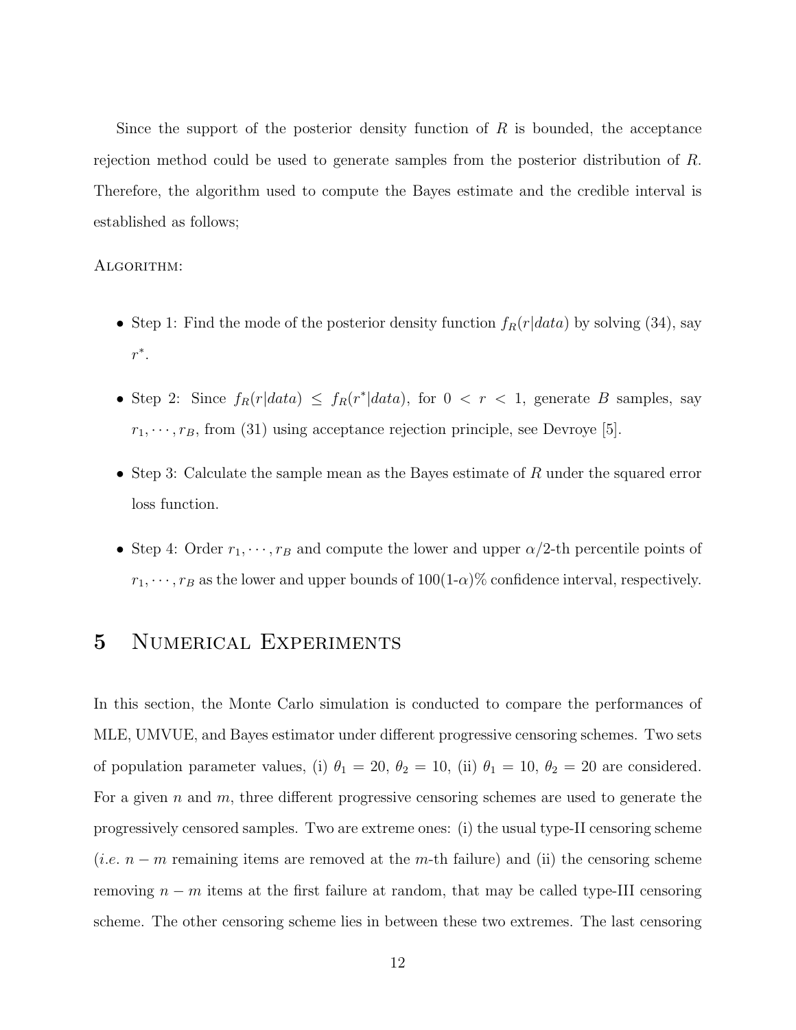Since the support of the posterior density function of $R$ is bounded, the acceptance rejection method could be used to generate samples from the posterior distribution of $R$. Therefore, the algorithm used to compute the Bayes estimate and the credible interval is established as follows;

ALGORITHM:

- Step 1: Find the mode of the posterior density function $f_R(r|data)$ by solving (34), say $r^*$.
- Step 2: Since $f_R(r|data) \leq f_R(r^*|data)$, for $0 < r < 1$, generate $B$ samples, say $r_1, \cdots, r_B$, from (31) using acceptance rejection principle, see Devroye [5].
- Step 3: Calculate the sample mean as the Bayes estimate of $R$ under the squared error loss function.
- Step 4: Order $r_1, \cdots, r_B$ and compute the lower and upper $\alpha/2$-th percentile points of $r_1, \cdots, r_B$ as the lower and upper bounds of 100(1-$\alpha$)% confidence interval, respectively.

# 5 Numerical Experiments

In this section, the Monte Carlo simulation is conducted to compare the performances of MLE, UMVUE, and Bayes estimator under different progressive censoring schemes. Two sets of population parameter values, (i) $\theta_1 = 20$, $\theta_2 = 10$, (ii) $\theta_1 = 10$, $\theta_2 = 20$ are considered. For a given $n$ and $m$, three different progressive censoring schemes are used to generate the progressively censored samples. Two are extreme ones: (i) the usual type-II censoring scheme (*i.e.* $n - m$ remaining items are removed at the $m$-th failure) and (ii) the censoring scheme removing $n - m$ items at the first failure at random, that may be called type-III censoring scheme. The other censoring scheme lies in between these two extremes. The last censoring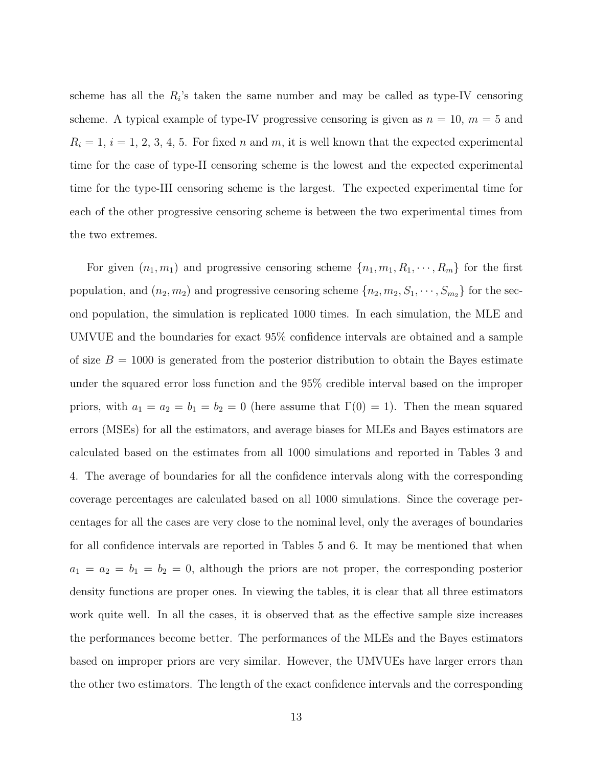scheme has all the $R_i$'s taken the same number and may be called as type-IV censoring scheme. A typical example of type-IV progressive censoring is given as $n = 10$, $m = 5$ and $R_i = 1$, $i = 1, 2, 3, 4, 5$. For fixed $n$ and $m$, it is well known that the expected experimental time for the case of type-II censoring scheme is the lowest and the expected experimental time for the type-III censoring scheme is the largest. The expected experimental time for each of the other progressive censoring scheme is between the two experimental times from the two extremes.

For given $(n_1, m_1)$ and progressive censoring scheme $\{n_1, m_1, R_1, \cdots, R_m\}$ for the first population, and $(n_2, m_2)$ and progressive censoring scheme $\{n_2, m_2, S_1, \cdots, S_{m_2}\}$ for the second population, the simulation is replicated 1000 times. In each simulation, the MLE and UMVUE and the boundaries for exact 95% confidence intervals are obtained and a sample of size $B = 1000$ is generated from the posterior distribution to obtain the Bayes estimate under the squared error loss function and the 95% credible interval based on the improper priors, with $a_1 = a_2 = b_1 = b_2 = 0$ (here assume that $\Gamma(0) = 1$). Then the mean squared errors (MSEs) for all the estimators, and average biases for MLEs and Bayes estimators are calculated based on the estimates from all 1000 simulations and reported in Tables 3 and 4. The average of boundaries for all the confidence intervals along with the corresponding coverage percentages are calculated based on all 1000 simulations. Since the coverage percentages for all the cases are very close to the nominal level, only the averages of boundaries for all confidence intervals are reported in Tables 5 and 6. It may be mentioned that when $a_1 = a_2 = b_1 = b_2 = 0$, although the priors are not proper, the corresponding posterior density functions are proper ones. In viewing the tables, it is clear that all three estimators work quite well. In all the cases, it is observed that as the effective sample size increases the performances become better. The performances of the MLEs and the Bayes estimators based on improper priors are very similar. However, the UMVUEs have larger errors than the other two estimators. The length of the exact confidence intervals and the corresponding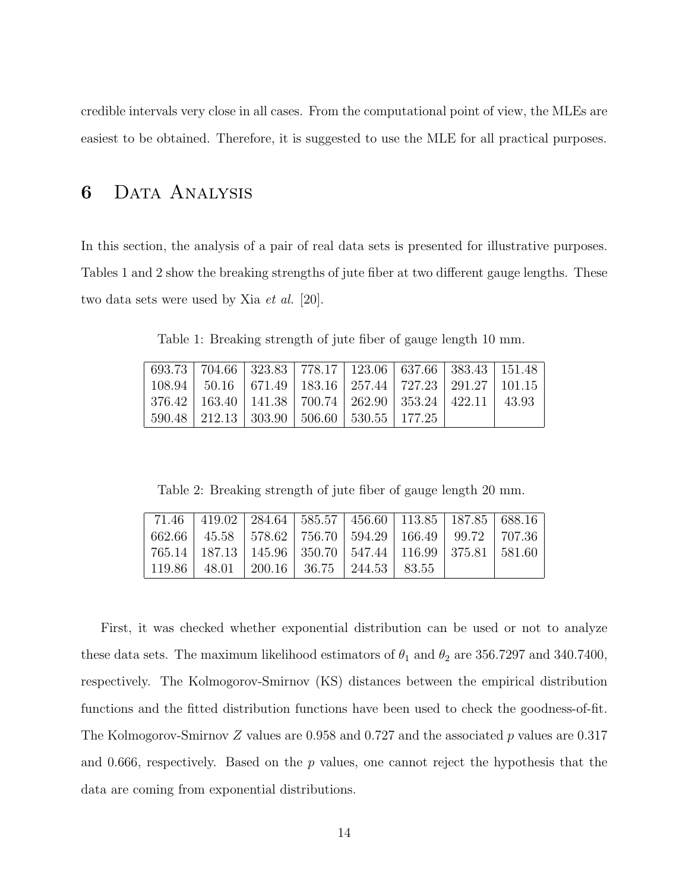credible intervals very close in all cases. From the computational point of view, the MLEs are easiest to be obtained. Therefore, it is suggested to use the MLE for all practical purposes.

# 6 Data Analysis

In this section, the analysis of a pair of real data sets is presented for illustrative purposes. Tables 1 and 2 show the breaking strengths of jute fiber at two different gauge lengths. These two data sets were used by Xia *et al.* [20].

Table 1: Breaking strength of jute fiber of gauge length 10 mm.

| | | | | | | | |
|---|---|---|---|---|---|---|---|
| 693.73 | 704.66 | 323.83 | 778.17 | 123.06 | 637.66 | 383.43 | 151.48 |
| 108.94 | 50.16 | 671.49 | 183.16 | 257.44 | 727.23 | 291.27 | 101.15 |
| 376.42 | 163.40 | 141.38 | 700.74 | 262.90 | 353.24 | 422.11 | 43.93 |
| 590.48 | 212.13 | 303.90 | 506.60 | 530.55 | 177.25 | | |

Table 2: Breaking strength of jute fiber of gauge length 20 mm.

| | | | | | | | |
|---|---|---|---|---|---|---|---|
| 71.46 | 419.02 | 284.64 | 585.57 | 456.60 | 113.85 | 187.85 | 688.16 |
| 662.66 | 45.58 | 578.62 | 756.70 | 594.29 | 166.49 | 99.72 | 707.36 |
| 765.14 | 187.13 | 145.96 | 350.70 | 547.44 | 116.99 | 375.81 | 581.60 |
| 119.86 | 48.01 | 200.16 | 36.75 | 244.53 | 83.55 | | |

First, it was checked whether exponential distribution can be used or not to analyze these data sets. The maximum likelihood estimators of $\theta_1$ and $\theta_2$ are 356.7297 and 340.7400, respectively. The Kolmogorov-Smirnov (KS) distances between the empirical distribution functions and the fitted distribution functions have been used to check the goodness-of-fit. The Kolmogorov-Smirnov $Z$ values are 0.958 and 0.727 and the associated $p$ values are 0.317 and 0.666, respectively. Based on the $p$ values, one cannot reject the hypothesis that the data are coming from exponential distributions.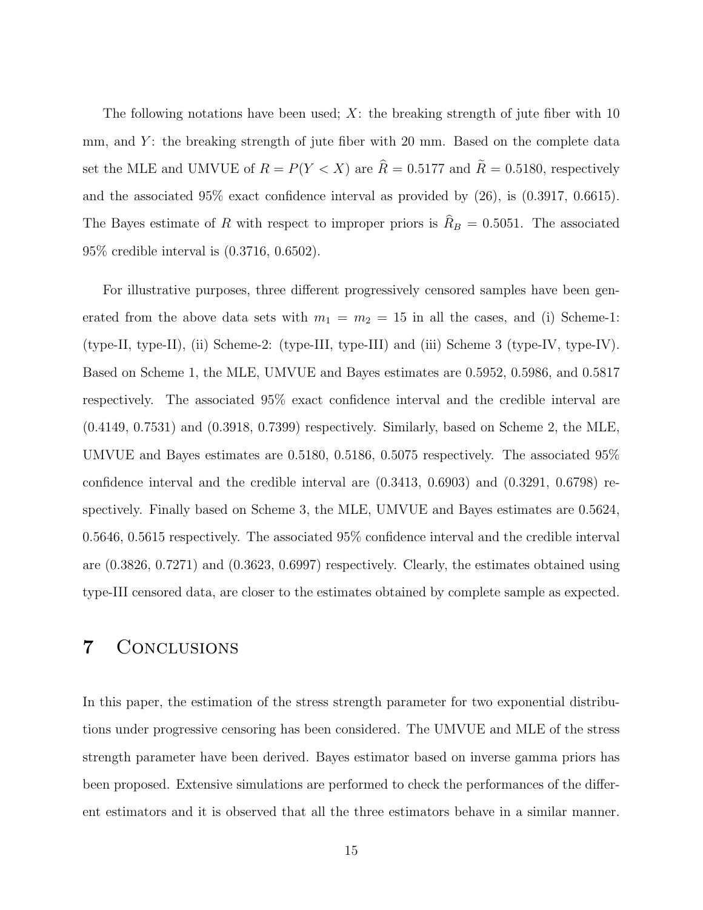The following notations have been used; $X$: the breaking strength of jute fiber with 10 mm, and $Y$: the breaking strength of jute fiber with 20 mm. Based on the complete data set the MLE and UMVUE of $R = P(Y < X)$ are $\widehat{R} = 0.5177$ and $\widetilde{R} = 0.5180$, respectively and the associated 95% exact confidence interval as provided by (26), is (0.3917, 0.6615). The Bayes estimate of $R$ with respect to improper priors is $\widehat{R}_B = 0.5051$. The associated 95% credible interval is (0.3716, 0.6502).

For illustrative purposes, three different progressively censored samples have been generated from the above data sets with $m_1 = m_2 = 15$ in all the cases, and (i) Scheme-1: (type-II, type-II), (ii) Scheme-2: (type-III, type-III) and (iii) Scheme 3 (type-IV, type-IV). Based on Scheme 1, the MLE, UMVUE and Bayes estimates are 0.5952, 0.5986, and 0.5817 respectively. The associated 95% exact confidence interval and the credible interval are (0.4149, 0.7531) and (0.3918, 0.7399) respectively. Similarly, based on Scheme 2, the MLE, UMVUE and Bayes estimates are 0.5180, 0.5186, 0.5075 respectively. The associated 95% confidence interval and the credible interval are (0.3413, 0.6903) and (0.3291, 0.6798) respectively. Finally based on Scheme 3, the MLE, UMVUE and Bayes estimates are 0.5624, 0.5646, 0.5615 respectively. The associated 95% confidence interval and the credible interval are (0.3826, 0.7271) and (0.3623, 0.6997) respectively. Clearly, the estimates obtained using type-III censored data, are closer to the estimates obtained by complete sample as expected.

# 7 Conclusions

In this paper, the estimation of the stress strength parameter for two exponential distributions under progressive censoring has been considered. The UMVUE and MLE of the stress strength parameter have been derived. Bayes estimator based on inverse gamma priors has been proposed. Extensive simulations are performed to check the performances of the different estimators and it is observed that all the three estimators behave in a similar manner.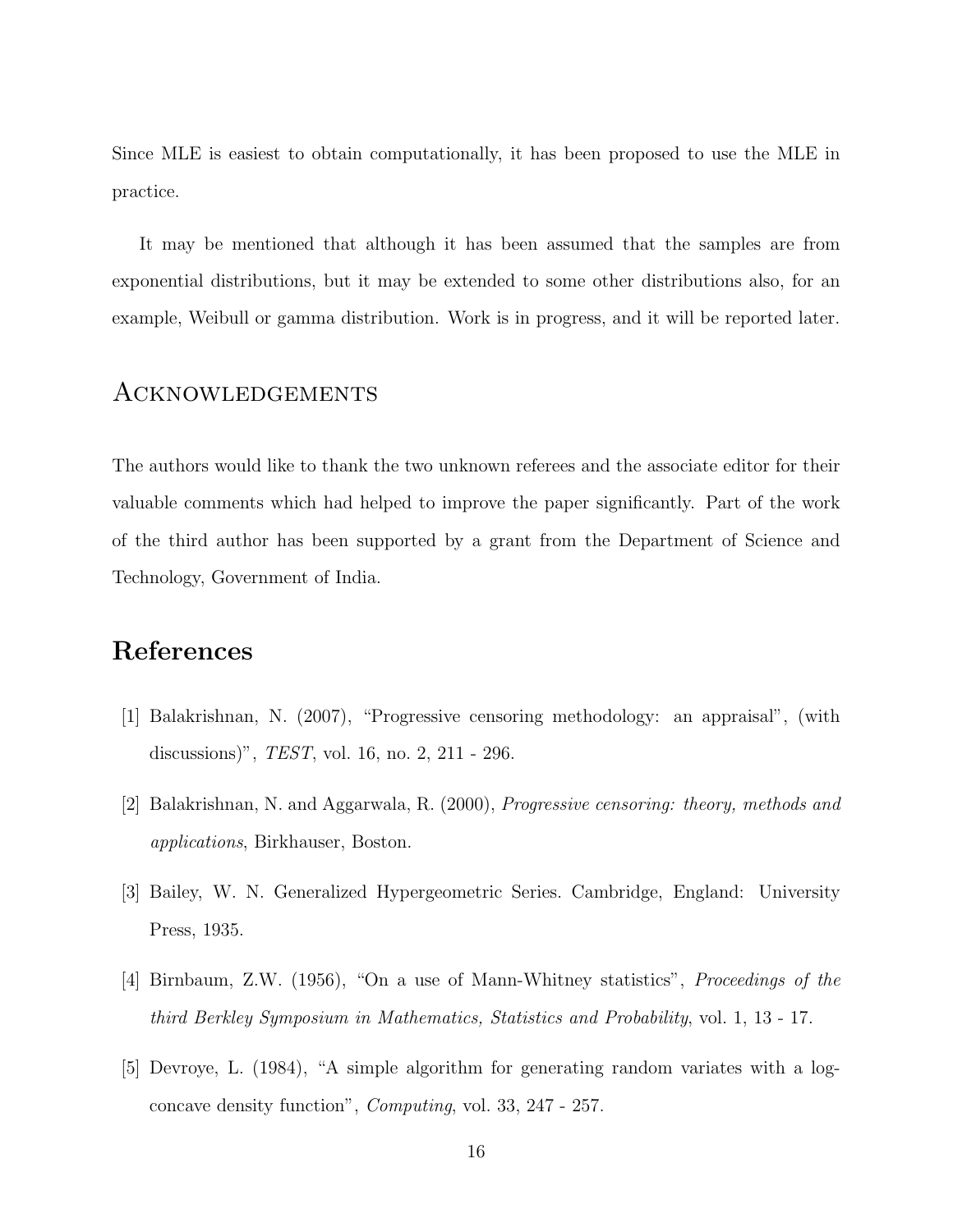Since MLE is easiest to obtain computationally, it has been proposed to use the MLE in practice.

It may be mentioned that although it has been assumed that the samples are from exponential distributions, but it may be extended to some other distributions also, for an example, Weibull or gamma distribution. Work is in progress, and it will be reported later.

## Acknowledgements

The authors would like to thank the two unknown referees and the associate editor for their valuable comments which had helped to improve the paper significantly. Part of the work of the third author has been supported by a grant from the Department of Science and Technology, Government of India.

# References

[1] Balakrishnan, N. (2007), "Progressive censoring methodology: an appraisal", (with discussions)", *TEST*, vol. 16, no. 2, 211 - 296.

[2] Balakrishnan, N. and Aggarwala, R. (2000), *Progressive censoring: theory, methods and applications*, Birkhauser, Boston.

[3] Bailey, W. N. Generalized Hypergeometric Series. Cambridge, England: University Press, 1935.

[4] Birnbaum, Z.W. (1956), "On a use of Mann-Whitney statistics", *Proceedings of the third Berkley Symposium in Mathematics, Statistics and Probability*, vol. 1, 13 - 17.

[5] Devroye, L. (1984), "A simple algorithm for generating random variates with a log-concave density function", *Computing*, vol. 33, 247 - 257.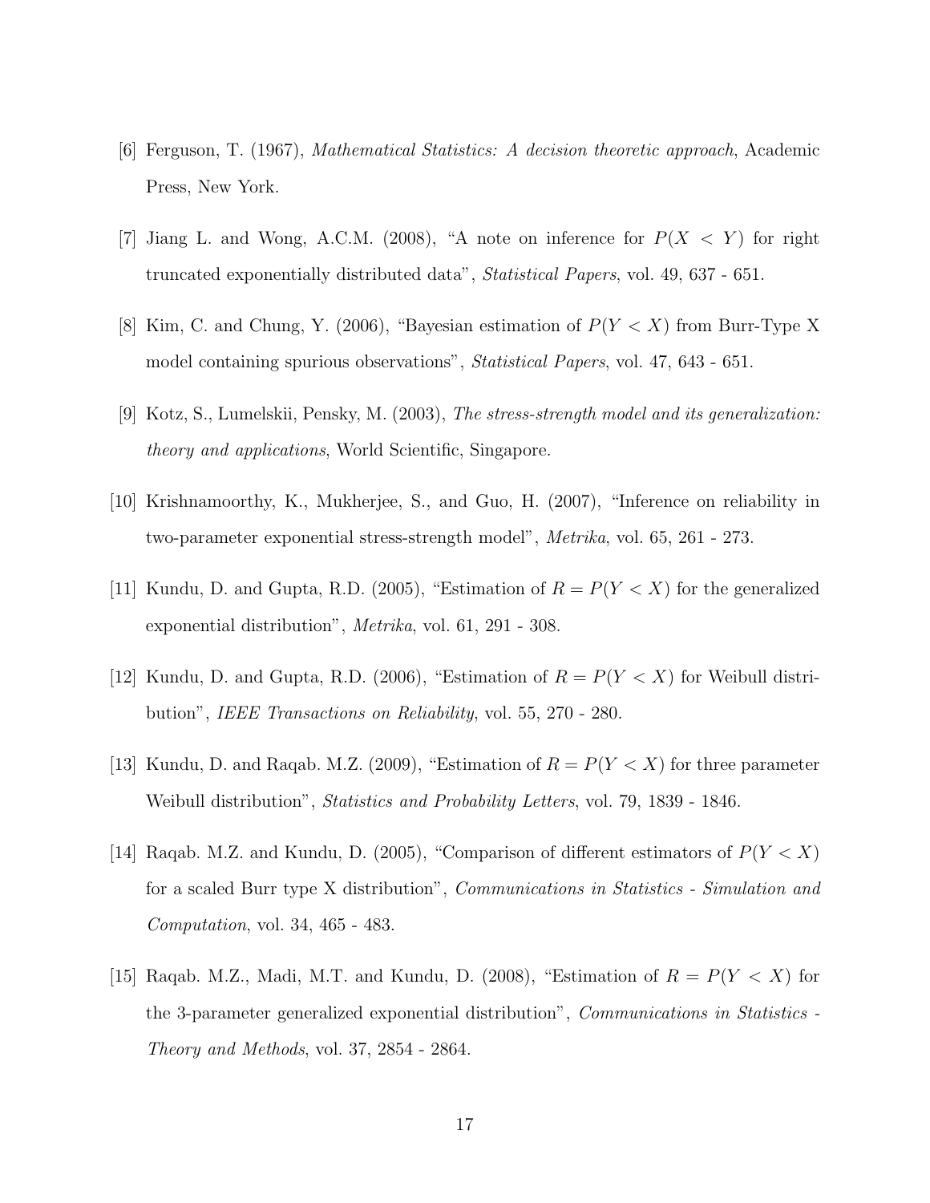[6] Ferguson, T. (1967), *Mathematical Statistics: A decision theoretic approach*, Academic Press, New York.

[7] Jiang L. and Wong, A.C.M. (2008), "A note on inference for $P(X < Y)$ for right truncated exponentially distributed data", *Statistical Papers*, vol. 49, 637 - 651.

[8] Kim, C. and Chung, Y. (2006), "Bayesian estimation of $P(Y < X)$ from Burr-Type X model containing spurious observations", *Statistical Papers*, vol. 47, 643 - 651.

[9] Kotz, S., Lumelskii, Pensky, M. (2003), *The stress-strength model and its generalization: theory and applications*, World Scientific, Singapore.

[10] Krishnamoorthy, K., Mukherjee, S., and Guo, H. (2007), "Inference on reliability in two-parameter exponential stress-strength model", *Metrika*, vol. 65, 261 - 273.

[11] Kundu, D. and Gupta, R.D. (2005), "Estimation of $R = P(Y < X)$ for the generalized exponential distribution", *Metrika*, vol. 61, 291 - 308.

[12] Kundu, D. and Gupta, R.D. (2006), "Estimation of $R = P(Y < X)$ for Weibull distribution", *IEEE Transactions on Reliability*, vol. 55, 270 - 280.

[13] Kundu, D. and Raqab. M.Z. (2009), "Estimation of $R = P(Y < X)$ for three parameter Weibull distribution", *Statistics and Probability Letters*, vol. 79, 1839 - 1846.

[14] Raqab. M.Z. and Kundu, D. (2005), "Comparison of different estimators of $P(Y < X)$ for a scaled Burr type X distribution", *Communications in Statistics - Simulation and Computation*, vol. 34, 465 - 483.

[15] Raqab. M.Z., Madi, M.T. and Kundu, D. (2008), "Estimation of $R = P(Y < X)$ for the 3-parameter generalized exponential distribution", *Communications in Statistics - Theory and Methods*, vol. 37, 2854 - 2864.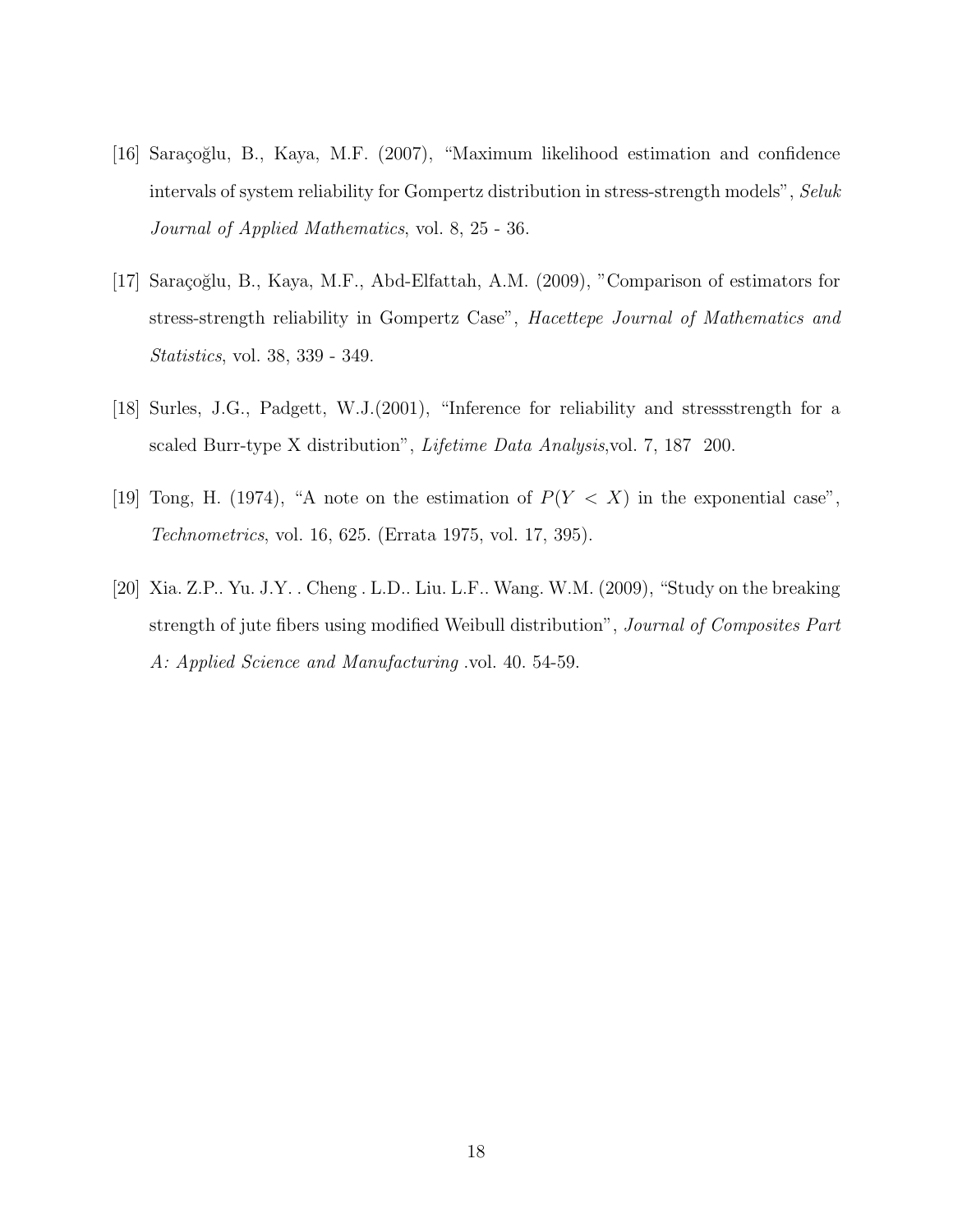[16] Saraçoğlu, B., Kaya, M.F. (2007), "Maximum likelihood estimation and confidence intervals of system reliability for Gompertz distribution in stress-strength models", *Seluk Journal of Applied Mathematics*, vol. 8, 25 - 36.

[17] Saraçoğlu, B., Kaya, M.F., Abd-Elfattah, A.M. (2009), "Comparison of estimators for stress-strength reliability in Gompertz Case", *Hacettepe Journal of Mathematics and Statistics*, vol. 38, 339 - 349.

[18] Surles, J.G., Padgett, W.J.(2001), "Inference for reliability and stressstrength for a scaled Burr-type X distribution", *Lifetime Data Analysis*,vol. 7, 187  200.

[19] Tong, H. (1974), "A note on the estimation of $P(Y < X)$ in the exponential case", *Technometrics*, vol. 16, 625. (Errata 1975, vol. 17, 395).

[20] Xia. Z.P.. Yu. J.Y. . Cheng . L.D.. Liu. L.F.. Wang. W.M. (2009), "Study on the breaking strength of jute fibers using modified Weibull distribution", *Journal of Composites Part A: Applied Science and Manufacturing* .vol. 40. 54-59.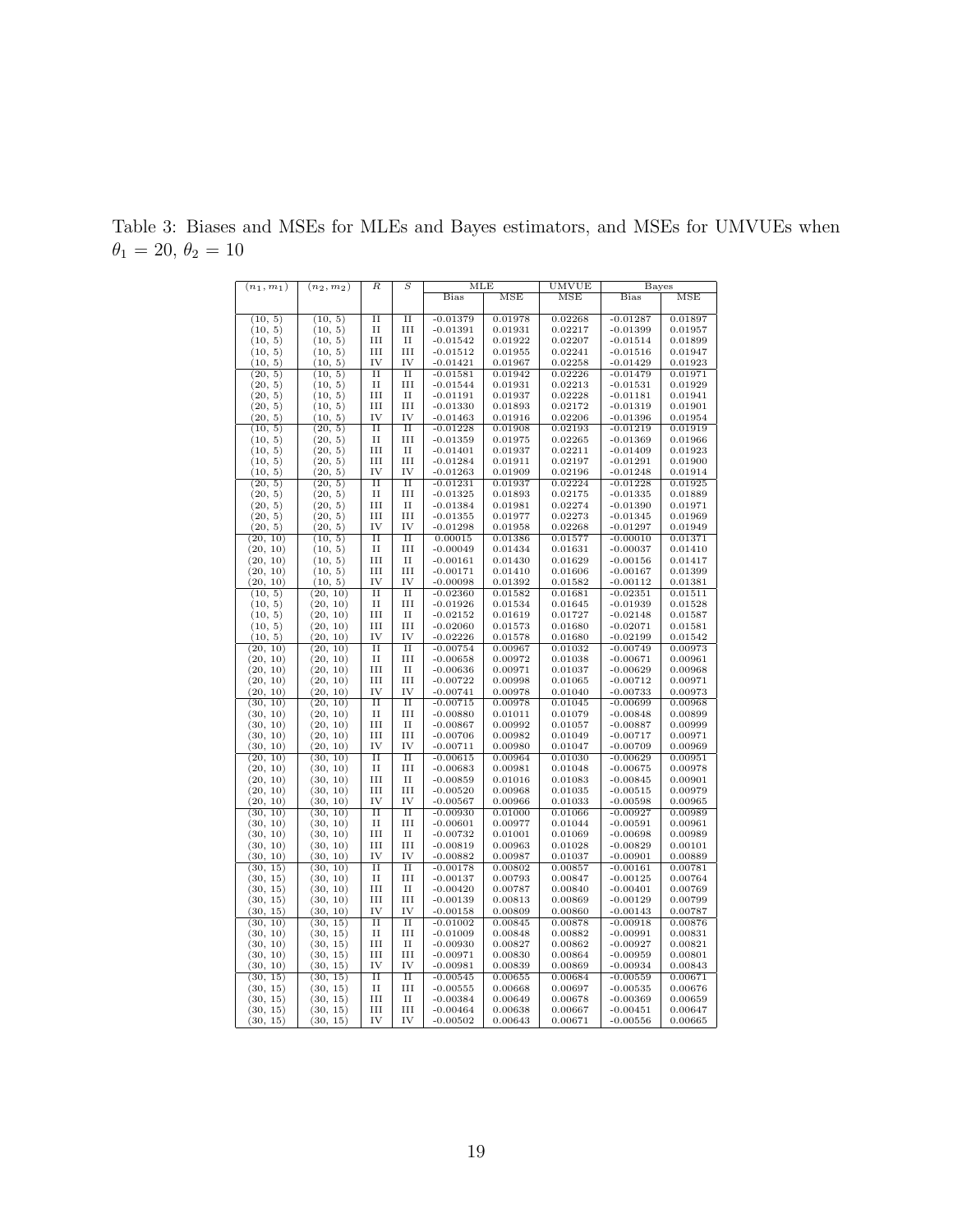Table 3: Biases and MSEs for MLEs and Bayes estimators, and MSEs for UMVUEs when $\theta_1 = 20$, $\theta_2 = 10$

| $(n_1, m_1)$ | $(n_2, m_2)$ | $R$ | $S$ | MLE | | UMVUE | Bayes | |
|---|---|---|---|---|---|---|---|---|
| | | | | Bias | MSE | MSE | Bias | MSE |
| (10, 5) | (10, 5) | II | II | -0.01379 | 0.01978 | 0.02268 | -0.01287 | 0.01897 |
| (10, 5) | (10, 5) | II | III | -0.01391 | 0.01931 | 0.02217 | -0.01399 | 0.01957 |
| (10, 5) | (10, 5) | III | II | -0.01542 | 0.01922 | 0.02207 | -0.01514 | 0.01899 |
| (10, 5) | (10, 5) | III | III | -0.01512 | 0.01955 | 0.02241 | -0.01516 | 0.01947 |
| (10, 5) | (10, 5) | IV | IV | -0.01421 | 0.01967 | 0.02258 | -0.01429 | 0.01923 |
| (20, 5) | (10, 5) | II | II | -0.01581 | 0.01942 | 0.02226 | -0.01479 | 0.01971 |
| (20, 5) | (10, 5) | II | III | -0.01544 | 0.01931 | 0.02213 | -0.01531 | 0.01929 |
| (20, 5) | (10, 5) | III | II | -0.01191 | 0.01937 | 0.02228 | -0.01181 | 0.01941 |
| (20, 5) | (10, 5) | III | III | -0.01330 | 0.01893 | 0.02172 | -0.01319 | 0.01901 |
| (20, 5) | (10, 5) | IV | IV | -0.01463 | 0.01916 | 0.02206 | -0.01396 | 0.01954 |
| (10, 5) | (20, 5) | II | II | -0.01228 | 0.01908 | 0.02193 | -0.01219 | 0.01919 |
| (10, 5) | (20, 5) | II | III | -0.01359 | 0.01975 | 0.02265 | -0.01369 | 0.01966 |
| (10, 5) | (20, 5) | III | II | -0.01401 | 0.01937 | 0.02211 | -0.01409 | 0.01923 |
| (10, 5) | (20, 5) | III | III | -0.01284 | 0.01911 | 0.02197 | -0.01291 | 0.01900 |
| (10, 5) | (20, 5) | IV | IV | -0.01263 | 0.01909 | 0.02196 | -0.01248 | 0.01914 |
| (20, 5) | (20, 5) | II | II | -0.01231 | 0.01937 | 0.02224 | -0.01228 | 0.01925 |
| (20, 5) | (20, 5) | II | III | -0.01325 | 0.01893 | 0.02175 | -0.01335 | 0.01889 |
| (20, 5) | (20, 5) | III | II | -0.01384 | 0.01981 | 0.02274 | -0.01390 | 0.01971 |
| (20, 5) | (20, 5) | III | III | -0.01355 | 0.01977 | 0.02273 | -0.01345 | 0.01969 |
| (20, 5) | (20, 5) | IV | IV | -0.01298 | 0.01958 | 0.02268 | -0.01297 | 0.01949 |
| (20, 10) | (10, 5) | II | II | 0.00015 | 0.01386 | 0.01577 | -0.00010 | 0.01371 |
| (20, 10) | (10, 5) | II | III | -0.00049 | 0.01434 | 0.01631 | -0.00037 | 0.01410 |
| (20, 10) | (10, 5) | III | II | -0.00161 | 0.01430 | 0.01629 | -0.00156 | 0.01417 |
| (20, 10) | (10, 5) | III | III | -0.00171 | 0.01410 | 0.01606 | -0.00167 | 0.01399 |
| (20, 10) | (10, 5) | IV | IV | -0.00098 | 0.01392 | 0.01582 | -0.00112 | 0.01381 |
| (10, 5) | (20, 10) | II | II | -0.02360 | 0.01582 | 0.01681 | -0.02351 | 0.01511 |
| (10, 5) | (20, 10) | II | III | -0.01926 | 0.01534 | 0.01645 | -0.01939 | 0.01528 |
| (10, 5) | (20, 10) | III | II | -0.02152 | 0.01619 | 0.01727 | -0.02148 | 0.01587 |
| (10, 5) | (20, 10) | III | III | -0.02060 | 0.01573 | 0.01680 | -0.02071 | 0.01581 |
| (10, 5) | (20, 10) | IV | IV | -0.02226 | 0.01578 | 0.01680 | -0.02199 | 0.01542 |
| (20, 10) | (20, 10) | II | II | -0.00754 | 0.00967 | 0.01032 | -0.00749 | 0.00973 |
| (20, 10) | (20, 10) | II | III | -0.00658 | 0.00972 | 0.01038 | -0.00671 | 0.00961 |
| (20, 10) | (20, 10) | III | II | -0.00636 | 0.00971 | 0.01037 | -0.00629 | 0.00968 |
| (20, 10) | (20, 10) | III | III | -0.00722 | 0.00998 | 0.01065 | -0.00712 | 0.00971 |
| (20, 10) | (20, 10) | IV | IV | -0.00741 | 0.00978 | 0.01040 | -0.00733 | 0.00973 |
| (30, 10) | (20, 10) | II | II | -0.00715 | 0.00978 | 0.01045 | -0.00699 | 0.00968 |
| (30, 10) | (20, 10) | II | III | -0.00880 | 0.01011 | 0.01079 | -0.00848 | 0.00899 |
| (30, 10) | (20, 10) | III | II | -0.00867 | 0.00992 | 0.01057 | -0.00887 | 0.00999 |
| (30, 10) | (20, 10) | III | III | -0.00706 | 0.00982 | 0.01049 | -0.00717 | 0.00971 |
| (30, 10) | (20, 10) | IV | IV | -0.00711 | 0.00980 | 0.01047 | -0.00709 | 0.00969 |
| (20, 10) | (30, 10) | II | II | -0.00615 | 0.00964 | 0.01030 | -0.00629 | 0.00951 |
| (20, 10) | (30, 10) | II | III | -0.00683 | 0.00981 | 0.01048 | -0.00675 | 0.00978 |
| (20, 10) | (30, 10) | III | II | -0.00859 | 0.01016 | 0.01083 | -0.00845 | 0.00901 |
| (20, 10) | (30, 10) | III | III | -0.00520 | 0.00968 | 0.01035 | -0.00515 | 0.00979 |
| (20, 10) | (30, 10) | IV | IV | -0.00567 | 0.00966 | 0.01033 | -0.00598 | 0.00965 |
| (30, 10) | (30, 10) | II | II | -0.00930 | 0.01000 | 0.01066 | -0.00927 | 0.00989 |
| (30, 10) | (30, 10) | II | III | -0.00601 | 0.00977 | 0.01044 | -0.00591 | 0.00961 |
| (30, 10) | (30, 10) | III | II | -0.00732 | 0.01001 | 0.01069 | -0.00698 | 0.00989 |
| (30, 10) | (30, 10) | III | III | -0.00819 | 0.00963 | 0.01028 | -0.00829 | 0.00101 |
| (30, 10) | (30, 10) | IV | IV | -0.00882 | 0.00987 | 0.01037 | -0.00901 | 0.00889 |
| (30, 15) | (30, 10) | II | II | -0.00178 | 0.00802 | 0.00857 | -0.00161 | 0.00781 |
| (30, 15) | (30, 10) | II | III | -0.00137 | 0.00793 | 0.00847 | -0.00125 | 0.00764 |
| (30, 15) | (30, 10) | III | II | -0.00420 | 0.00787 | 0.00840 | -0.00401 | 0.00769 |
| (30, 15) | (30, 10) | III | III | -0.00139 | 0.00813 | 0.00869 | -0.00129 | 0.00799 |
| (30, 15) | (30, 10) | IV | IV | -0.00158 | 0.00809 | 0.00860 | -0.00143 | 0.00787 |
| (30, 10) | (30, 15) | II | II | -0.01002 | 0.00845 | 0.00878 | -0.00918 | 0.00876 |
| (30, 10) | (30, 15) | II | III | -0.01009 | 0.00848 | 0.00882 | -0.00991 | 0.00831 |
| (30, 10) | (30, 15) | III | II | -0.00930 | 0.00827 | 0.00862 | -0.00927 | 0.00821 |
| (30, 10) | (30, 15) | III | III | -0.00971 | 0.00830 | 0.00864 | -0.00959 | 0.00801 |
| (30, 10) | (30, 15) | IV | IV | -0.00981 | 0.00839 | 0.00869 | -0.00934 | 0.00843 |
| (30, 15) | (30, 15) | II | II | -0.00545 | 0.00655 | 0.00684 | -0.00559 | 0.00671 |
| (30, 15) | (30, 15) | II | III | -0.00555 | 0.00668 | 0.00697 | -0.00535 | 0.00676 |
| (30, 15) | (30, 15) | III | II | -0.00384 | 0.00649 | 0.00678 | -0.00369 | 0.00659 |
| (30, 15) | (30, 15) | III | III | -0.00464 | 0.00638 | 0.00667 | -0.00451 | 0.00647 |
| (30, 15) | (30, 15) | IV | IV | -0.00502 | 0.00643 | 0.00671 | -0.00556 | 0.00665 |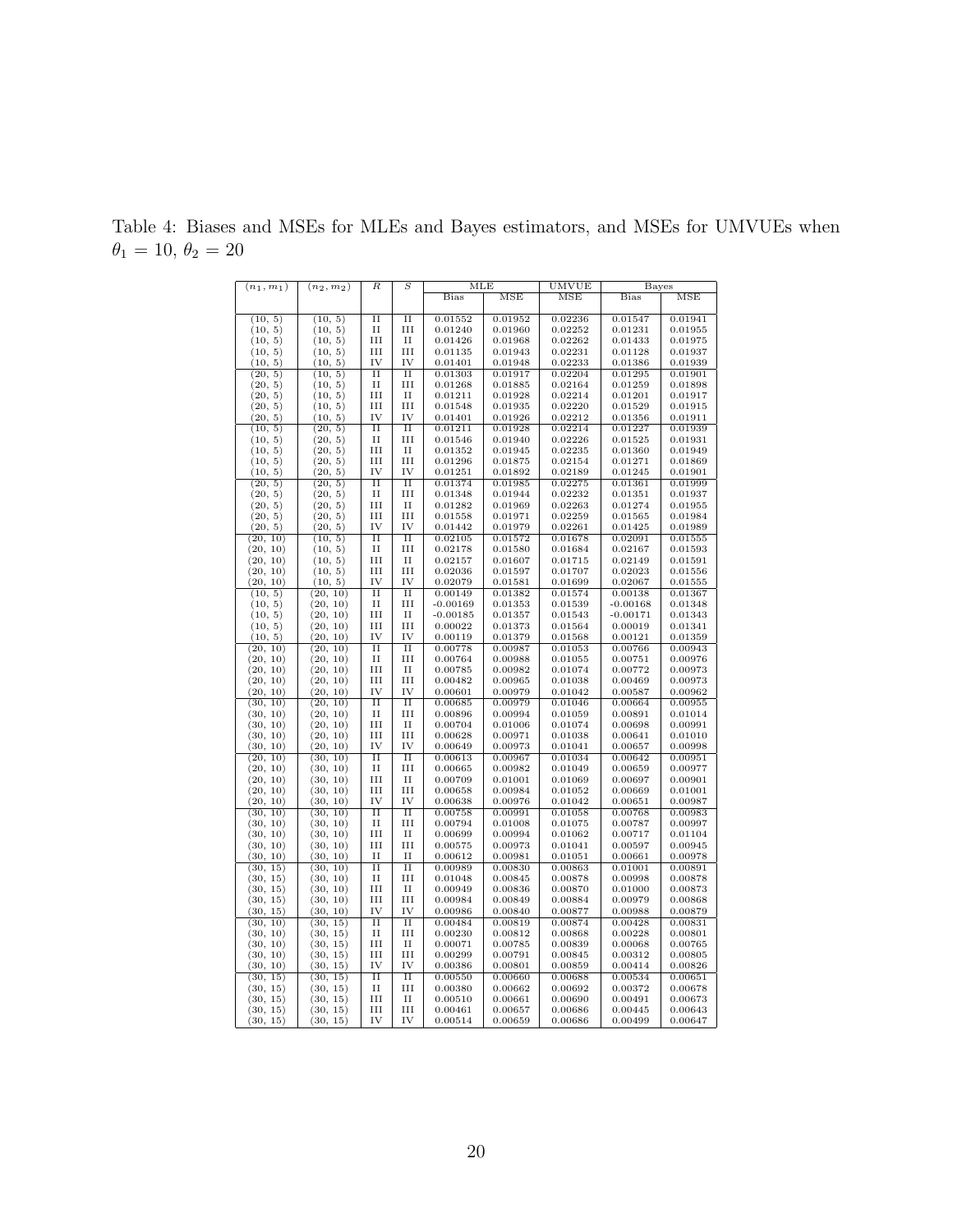Table 4: Biases and MSEs for MLEs and Bayes estimators, and MSEs for UMVUEs when $\theta_1 = 10$, $\theta_2 = 20$

| $(n_1, m_1)$ | $(n_2, m_2)$ | $R$ | $S$ | MLE | | UMVUE | Bayes | |
|---|---|---|---|---|---|---|---|---|
| | | | | Bias | MSE | MSE | Bias | MSE |
| (10, 5) | (10, 5) | II | II | 0.01552 | 0.01952 | 0.02236 | 0.01547 | 0.01941 |
| (10, 5) | (10, 5) | II | III | 0.01240 | 0.01960 | 0.02252 | 0.01231 | 0.01955 |
| (10, 5) | (10, 5) | III | II | 0.01426 | 0.01968 | 0.02262 | 0.01433 | 0.01975 |
| (10, 5) | (10, 5) | III | III | 0.01135 | 0.01943 | 0.02231 | 0.01128 | 0.01937 |
| (10, 5) | (10, 5) | IV | IV | 0.01401 | 0.01948 | 0.02233 | 0.01386 | 0.01939 |
| (20, 5) | (10, 5) | II | II | 0.01303 | 0.01917 | 0.02204 | 0.01295 | 0.01901 |
| (20, 5) | (10, 5) | II | III | 0.01268 | 0.01885 | 0.02164 | 0.01259 | 0.01898 |
| (20, 5) | (10, 5) | III | II | 0.01211 | 0.01928 | 0.02214 | 0.01201 | 0.01917 |
| (20, 5) | (10, 5) | III | III | 0.01548 | 0.01935 | 0.02220 | 0.01529 | 0.01915 |
| (20, 5) | (10, 5) | IV | IV | 0.01401 | 0.01926 | 0.02212 | 0.01356 | 0.01911 |
| (10, 5) | (20, 5) | II | II | 0.01211 | 0.01928 | 0.02214 | 0.01227 | 0.01939 |
| (10, 5) | (20, 5) | II | III | 0.01546 | 0.01940 | 0.02226 | 0.01525 | 0.01931 |
| (10, 5) | (20, 5) | III | II | 0.01352 | 0.01945 | 0.02235 | 0.01360 | 0.01949 |
| (10, 5) | (20, 5) | III | III | 0.01296 | 0.01875 | 0.02154 | 0.01271 | 0.01869 |
| (10, 5) | (20, 5) | IV | IV | 0.01251 | 0.01892 | 0.02189 | 0.01245 | 0.01901 |
| (20, 5) | (20, 5) | II | II | 0.01374 | 0.01985 | 0.02275 | 0.01361 | 0.01999 |
| (20, 5) | (20, 5) | II | III | 0.01348 | 0.01944 | 0.02232 | 0.01351 | 0.01937 |
| (20, 5) | (20, 5) | III | II | 0.01282 | 0.01969 | 0.02263 | 0.01274 | 0.01955 |
| (20, 5) | (20, 5) | III | III | 0.01558 | 0.01971 | 0.02259 | 0.01565 | 0.01984 |
| (20, 5) | (20, 5) | IV | IV | 0.01442 | 0.01979 | 0.02261 | 0.01425 | 0.01989 |
| (20, 10) | (10, 5) | II | II | 0.02105 | 0.01572 | 0.01678 | 0.02091 | 0.01555 |
| (20, 10) | (10, 5) | II | III | 0.02178 | 0.01580 | 0.01684 | 0.02167 | 0.01593 |
| (20, 10) | (10, 5) | III | II | 0.02157 | 0.01607 | 0.01715 | 0.02149 | 0.01591 |
| (20, 10) | (10, 5) | III | III | 0.02036 | 0.01597 | 0.01707 | 0.02023 | 0.01556 |
| (20, 10) | (10, 5) | IV | IV | 0.02079 | 0.01581 | 0.01699 | 0.02067 | 0.01555 |
| (10, 5) | (20, 10) | II | II | 0.00149 | 0.01382 | 0.01574 | 0.00138 | 0.01367 |
| (10, 5) | (20, 10) | II | III | -0.00169 | 0.01353 | 0.01539 | -0.00168 | 0.01348 |
| (10, 5) | (20, 10) | III | II | -0.00185 | 0.01357 | 0.01543 | -0.00171 | 0.01343 |
| (10, 5) | (20, 10) | III | III | 0.00022 | 0.01373 | 0.01564 | 0.00019 | 0.01341 |
| (10, 5) | (20, 10) | IV | IV | 0.00119 | 0.01379 | 0.01568 | 0.00121 | 0.01359 |
| (20, 10) | (20, 10) | II | II | 0.00778 | 0.00987 | 0.01053 | 0.00766 | 0.00943 |
| (20, 10) | (20, 10) | II | III | 0.00764 | 0.00988 | 0.01055 | 0.00751 | 0.00976 |
| (20, 10) | (20, 10) | III | II | 0.00785 | 0.00982 | 0.01074 | 0.00772 | 0.00973 |
| (20, 10) | (20, 10) | III | III | 0.00482 | 0.00965 | 0.01038 | 0.00469 | 0.00973 |
| (20, 10) | (20, 10) | IV | IV | 0.00601 | 0.00979 | 0.01042 | 0.00587 | 0.00962 |
| (30, 10) | (20, 10) | II | II | 0.00685 | 0.00979 | 0.01046 | 0.00664 | 0.00955 |
| (30, 10) | (20, 10) | II | III | 0.00896 | 0.00994 | 0.01059 | 0.00891 | 0.01014 |
| (30, 10) | (20, 10) | III | II | 0.00704 | 0.01006 | 0.01074 | 0.00698 | 0.00991 |
| (30, 10) | (20, 10) | III | III | 0.00628 | 0.00971 | 0.01038 | 0.00641 | 0.01010 |
| (30, 10) | (20, 10) | IV | IV | 0.00649 | 0.00973 | 0.01041 | 0.00657 | 0.00998 |
| (20, 10) | (30, 10) | II | II | 0.00613 | 0.00967 | 0.01034 | 0.00642 | 0.00951 |
| (20, 10) | (30, 10) | II | III | 0.00665 | 0.00982 | 0.01049 | 0.00659 | 0.00977 |
| (20, 10) | (30, 10) | III | II | 0.00709 | 0.01001 | 0.01069 | 0.00697 | 0.00901 |
| (20, 10) | (30, 10) | III | III | 0.00658 | 0.00984 | 0.01052 | 0.00669 | 0.01001 |
| (20, 10) | (30, 10) | IV | IV | 0.00638 | 0.00976 | 0.01042 | 0.00651 | 0.00987 |
| (30, 10) | (30, 10) | II | II | 0.00758 | 0.00991 | 0.01058 | 0.00768 | 0.00983 |
| (30, 10) | (30, 10) | II | III | 0.00794 | 0.01008 | 0.01075 | 0.00787 | 0.00997 |
| (30, 10) | (30, 10) | III | II | 0.00699 | 0.00994 | 0.01062 | 0.00717 | 0.01104 |
| (30, 10) | (30, 10) | III | III | 0.00575 | 0.00973 | 0.01041 | 0.00597 | 0.00945 |
| (30, 10) | (30, 10) | II | II | 0.00612 | 0.00981 | 0.01051 | 0.00661 | 0.00978 |
| (30, 15) | (30, 10) | II | II | 0.00989 | 0.00830 | 0.00863 | 0.01001 | 0.00891 |
| (30, 15) | (30, 10) | II | III | 0.01048 | 0.00845 | 0.00878 | 0.00998 | 0.00878 |
| (30, 15) | (30, 10) | III | II | 0.00949 | 0.00836 | 0.00870 | 0.01000 | 0.00873 |
| (30, 15) | (30, 10) | III | III | 0.00984 | 0.00849 | 0.00884 | 0.00979 | 0.00868 |
| (30, 15) | (30, 10) | IV | IV | 0.00986 | 0.00840 | 0.00877 | 0.00988 | 0.00879 |
| (30, 10) | (30, 15) | II | II | 0.00484 | 0.00819 | 0.00874 | 0.00428 | 0.00831 |
| (30, 10) | (30, 15) | II | III | 0.00230 | 0.00812 | 0.00868 | 0.00228 | 0.00801 |
| (30, 10) | (30, 15) | III | II | 0.00071 | 0.00785 | 0.00839 | 0.00068 | 0.00765 |
| (30, 10) | (30, 15) | III | III | 0.00299 | 0.00791 | 0.00845 | 0.00312 | 0.00805 |
| (30, 10) | (30, 15) | IV | IV | 0.00386 | 0.00801 | 0.00859 | 0.00414 | 0.00826 |
| (30, 15) | (30, 15) | II | II | 0.00550 | 0.00660 | 0.00688 | 0.00534 | 0.00651 |
| (30, 15) | (30, 15) | II | III | 0.00380 | 0.00662 | 0.00692 | 0.00372 | 0.00678 |
| (30, 15) | (30, 15) | III | II | 0.00510 | 0.00661 | 0.00690 | 0.00491 | 0.00673 |
| (30, 15) | (30, 15) | III | III | 0.00461 | 0.00657 | 0.00686 | 0.00445 | 0.00643 |
| (30, 15) | (30, 15) | IV | IV | 0.00514 | 0.00659 | 0.00686 | 0.00499 | 0.00647 |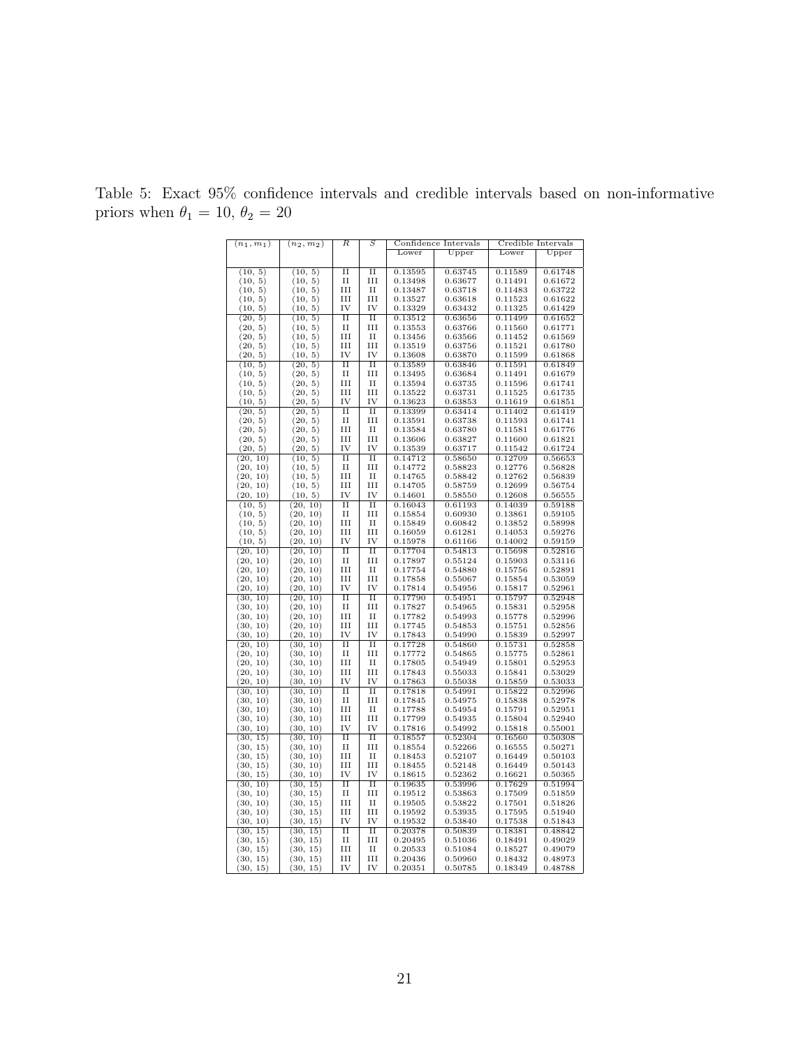Table 5: Exact 95% confidence intervals and credible intervals based on non-informative priors when $\theta_1 = 10$, $\theta_2 = 20$

| $(n_1, m_1)$ | $(n_2, m_2)$ | $R$ | $S$ | Confidence Intervals | | Credible Intervals | |
|---|---|---|---|---|---|---|---|
| | | | | Lower | Upper | Lower | Upper |
| (10, 5) | (10, 5) | II | II | 0.13595 | 0.63745 | 0.11589 | 0.61748 |
| (10, 5) | (10, 5) | II | III | 0.13498 | 0.63677 | 0.11491 | 0.61672 |
| (10, 5) | (10, 5) | III | II | 0.13487 | 0.63718 | 0.11483 | 0.63722 |
| (10, 5) | (10, 5) | III | III | 0.13527 | 0.63618 | 0.11523 | 0.61622 |
| (10, 5) | (10, 5) | IV | IV | 0.13329 | 0.63432 | 0.11325 | 0.61429 |
| (20, 5) | (10, 5) | II | II | 0.13512 | 0.63656 | 0.11499 | 0.61652 |
| (20, 5) | (10, 5) | II | III | 0.13553 | 0.63766 | 0.11560 | 0.61771 |
| (20, 5) | (10, 5) | III | II | 0.13456 | 0.63566 | 0.11452 | 0.61569 |
| (20, 5) | (10, 5) | III | III | 0.13519 | 0.63756 | 0.11521 | 0.61780 |
| (20, 5) | (10, 5) | IV | IV | 0.13608 | 0.63870 | 0.11599 | 0.61868 |
| (10, 5) | (20, 5) | II | II | 0.13589 | 0.63846 | 0.11591 | 0.61849 |
| (10, 5) | (20, 5) | II | III | 0.13495 | 0.63684 | 0.11491 | 0.61679 |
| (10, 5) | (20, 5) | III | II | 0.13594 | 0.63735 | 0.11596 | 0.61741 |
| (10, 5) | (20, 5) | III | III | 0.13522 | 0.63731 | 0.11525 | 0.61735 |
| (10, 5) | (20, 5) | IV | IV | 0.13623 | 0.63853 | 0.11619 | 0.61851 |
| (20, 5) | (20, 5) | II | II | 0.13399 | 0.63414 | 0.11402 | 0.61419 |
| (20, 5) | (20, 5) | II | III | 0.13591 | 0.63738 | 0.11593 | 0.61741 |
| (20, 5) | (20, 5) | III | II | 0.13584 | 0.63780 | 0.11581 | 0.61776 |
| (20, 5) | (20, 5) | III | III | 0.13606 | 0.63827 | 0.11600 | 0.61821 |
| (20, 5) | (20, 5) | IV | IV | 0.13539 | 0.63717 | 0.11542 | 0.61724 |
| (20, 10) | (10, 5) | II | II | 0.14712 | 0.58650 | 0.12709 | 0.56653 |
| (20, 10) | (10, 5) | II | III | 0.14772 | 0.58823 | 0.12776 | 0.56828 |
| (20, 10) | (10, 5) | III | II | 0.14765 | 0.58842 | 0.12762 | 0.56839 |
| (20, 10) | (10, 5) | III | III | 0.14705 | 0.58759 | 0.12699 | 0.56754 |
| (20, 10) | (10, 5) | IV | IV | 0.14601 | 0.58550 | 0.12608 | 0.56555 |
| (10, 5) | (20, 10) | II | II | 0.16043 | 0.61193 | 0.14039 | 0.59188 |
| (10, 5) | (20, 10) | II | III | 0.15854 | 0.60930 | 0.13861 | 0.59105 |
| (10, 5) | (20, 10) | III | II | 0.15849 | 0.60842 | 0.13852 | 0.58998 |
| (10, 5) | (20, 10) | III | III | 0.16059 | 0.61281 | 0.14053 | 0.59276 |
| (10, 5) | (20, 10) | IV | IV | 0.15978 | 0.61166 | 0.14002 | 0.59159 |
| (20, 10) | (20, 10) | II | II | 0.17704 | 0.54813 | 0.15698 | 0.52816 |
| (20, 10) | (20, 10) | II | III | 0.17897 | 0.55124 | 0.15903 | 0.53116 |
| (20, 10) | (20, 10) | III | II | 0.17754 | 0.54880 | 0.15756 | 0.52891 |
| (20, 10) | (20, 10) | III | III | 0.17858 | 0.55067 | 0.15854 | 0.53059 |
| (20, 10) | (20, 10) | IV | IV | 0.17814 | 0.54956 | 0.15817 | 0.52961 |
| (30, 10) | (20, 10) | II | II | 0.17790 | 0.54951 | 0.15797 | 0.52948 |
| (30, 10) | (20, 10) | II | III | 0.17827 | 0.54965 | 0.15831 | 0.52958 |
| (30, 10) | (20, 10) | III | II | 0.17782 | 0.54993 | 0.15778 | 0.52996 |
| (30, 10) | (20, 10) | III | III | 0.17745 | 0.54853 | 0.15751 | 0.52856 |
| (30, 10) | (20, 10) | IV | IV | 0.17843 | 0.54990 | 0.15839 | 0.52997 |
| (20, 10) | (30, 10) | II | II | 0.17728 | 0.54860 | 0.15731 | 0.52858 |
| (20, 10) | (30, 10) | II | III | 0.17772 | 0.54865 | 0.15775 | 0.52861 |
| (20, 10) | (30, 10) | III | II | 0.17805 | 0.54949 | 0.15801 | 0.52953 |
| (20, 10) | (30, 10) | III | III | 0.17843 | 0.55033 | 0.15841 | 0.53029 |
| (20, 10) | (30, 10) | IV | IV | 0.17863 | 0.55038 | 0.15859 | 0.53033 |
| (30, 10) | (30, 10) | II | II | 0.17818 | 0.54991 | 0.15822 | 0.52996 |
| (30, 10) | (30, 10) | II | III | 0.17845 | 0.54975 | 0.15838 | 0.52978 |
| (30, 10) | (30, 10) | III | II | 0.17788 | 0.54954 | 0.15791 | 0.52951 |
| (30, 10) | (30, 10) | III | III | 0.17799 | 0.54935 | 0.15804 | 0.52940 |
| (30, 10) | (30, 10) | IV | IV | 0.17816 | 0.54992 | 0.15818 | 0.55001 |
| (30, 15) | (30, 10) | II | II | 0.18557 | 0.52304 | 0.16560 | 0.50308 |
| (30, 15) | (30, 10) | II | III | 0.18554 | 0.52266 | 0.16555 | 0.50271 |
| (30, 15) | (30, 10) | III | II | 0.18453 | 0.52107 | 0.16449 | 0.50103 |
| (30, 15) | (30, 10) | III | III | 0.18455 | 0.52148 | 0.16449 | 0.50143 |
| (30, 15) | (30, 10) | IV | IV | 0.18615 | 0.52362 | 0.16621 | 0.50365 |
| (30, 10) | (30, 15) | II | II | 0.19635 | 0.53996 | 0.17629 | 0.51994 |
| (30, 10) | (30, 15) | II | III | 0.19512 | 0.53863 | 0.17509 | 0.51859 |
| (30, 10) | (30, 15) | III | II | 0.19505 | 0.53822 | 0.17501 | 0.51826 |
| (30, 10) | (30, 15) | III | III | 0.19592 | 0.53935 | 0.17595 | 0.51940 |
| (30, 10) | (30, 15) | IV | IV | 0.19532 | 0.53840 | 0.17538 | 0.51843 |
| (30, 15) | (30, 15) | II | II | 0.20378 | 0.50839 | 0.18381 | 0.48842 |
| (30, 15) | (30, 15) | II | III | 0.20495 | 0.51036 | 0.18491 | 0.49029 |
| (30, 15) | (30, 15) | III | II | 0.20533 | 0.51084 | 0.18527 | 0.49079 |
| (30, 15) | (30, 15) | III | III | 0.20436 | 0.50960 | 0.18432 | 0.48973 |
| (30, 15) | (30, 15) | IV | IV | 0.20351 | 0.50785 | 0.18349 | 0.48788 |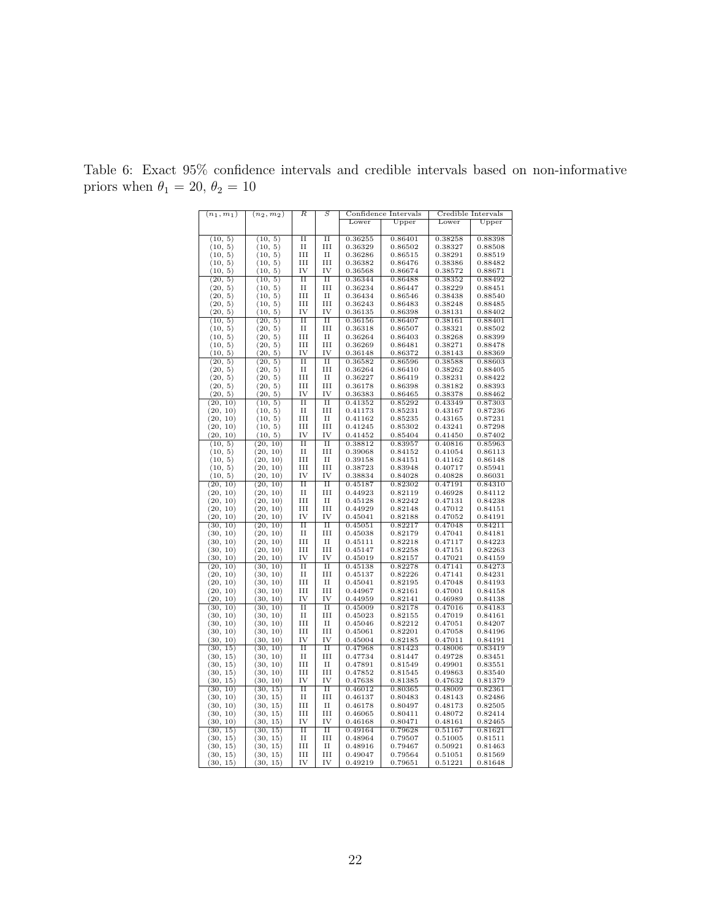Table 6: Exact 95% confidence intervals and credible intervals based on non-informative priors when $\theta_1 = 20$, $\theta_2 = 10$

| $(n_1, m_1)$ | $(n_2, m_2)$ | $R$ | $S$ | Confidence Intervals | | Credible Intervals | |
|---|---|---|---|---|---|---|---|
| | | | | Lower | Upper | Lower | Upper |
| (10, 5) | (10, 5) | II | II | 0.36255 | 0.86401 | 0.38258 | 0.88398 |
| (10, 5) | (10, 5) | II | III | 0.36329 | 0.86502 | 0.38327 | 0.88508 |
| (10, 5) | (10, 5) | III | II | 0.36286 | 0.86515 | 0.38291 | 0.88519 |
| (10, 5) | (10, 5) | III | III | 0.36382 | 0.86476 | 0.38386 | 0.88482 |
| (10, 5) | (10, 5) | IV | IV | 0.36568 | 0.86674 | 0.38572 | 0.88671 |
| (20, 5) | (10, 5) | II | II | 0.36344 | 0.86488 | 0.38352 | 0.88492 |
| (20, 5) | (10, 5) | II | III | 0.36234 | 0.86447 | 0.38229 | 0.88451 |
| (20, 5) | (10, 5) | III | II | 0.36434 | 0.86546 | 0.38438 | 0.88540 |
| (20, 5) | (10, 5) | III | III | 0.36243 | 0.86483 | 0.38248 | 0.88485 |
| (20, 5) | (10, 5) | IV | IV | 0.36135 | 0.86398 | 0.38131 | 0.88402 |
| (10, 5) | (20, 5) | II | II | 0.36156 | 0.86407 | 0.38161 | 0.88401 |
| (10, 5) | (20, 5) | II | III | 0.36318 | 0.86507 | 0.38321 | 0.88502 |
| (10, 5) | (20, 5) | III | II | 0.36264 | 0.86403 | 0.38268 | 0.88399 |
| (10, 5) | (20, 5) | III | III | 0.36269 | 0.86481 | 0.38271 | 0.88478 |
| (10, 5) | (20, 5) | IV | IV | 0.36148 | 0.86372 | 0.38143 | 0.88369 |
| (20, 5) | (20, 5) | II | II | 0.36582 | 0.86596 | 0.38588 | 0.88603 |
| (20, 5) | (20, 5) | II | III | 0.36264 | 0.86410 | 0.38262 | 0.88405 |
| (20, 5) | (20, 5) | III | II | 0.36227 | 0.86419 | 0.38231 | 0.88422 |
| (20, 5) | (20, 5) | III | III | 0.36178 | 0.86398 | 0.38182 | 0.88393 |
| (20, 5) | (20, 5) | IV | IV | 0.36383 | 0.86465 | 0.38378 | 0.88462 |
| (20, 10) | (10, 5) | II | II | 0.41352 | 0.85292 | 0.43349 | 0.87303 |
| (20, 10) | (10, 5) | II | III | 0.41173 | 0.85231 | 0.43167 | 0.87236 |
| (20, 10) | (10, 5) | III | II | 0.41162 | 0.85235 | 0.43165 | 0.87231 |
| (20, 10) | (10, 5) | III | III | 0.41245 | 0.85302 | 0.43241 | 0.87298 |
| (20, 10) | (10, 5) | IV | IV | 0.41452 | 0.85404 | 0.41450 | 0.87402 |
| (10, 5) | (20, 10) | II | II | 0.38812 | 0.83957 | 0.40816 | 0.85963 |
| (10, 5) | (20, 10) | II | III | 0.39068 | 0.84152 | 0.41054 | 0.86113 |
| (10, 5) | (20, 10) | III | II | 0.39158 | 0.84151 | 0.41162 | 0.86148 |
| (10, 5) | (20, 10) | III | III | 0.38723 | 0.83948 | 0.40717 | 0.85941 |
| (10, 5) | (20, 10) | IV | IV | 0.38834 | 0.84028 | 0.40828 | 0.86031 |
| (20, 10) | (20, 10) | II | II | 0.45187 | 0.82302 | 0.47191 | 0.84310 |
| (20, 10) | (20, 10) | II | III | 0.44923 | 0.82119 | 0.46928 | 0.84112 |
| (20, 10) | (20, 10) | III | II | 0.45128 | 0.82242 | 0.47131 | 0.84238 |
| (20, 10) | (20, 10) | III | III | 0.44929 | 0.82148 | 0.47012 | 0.84151 |
| (20, 10) | (20, 10) | IV | IV | 0.45041 | 0.82188 | 0.47052 | 0.84191 |
| (30, 10) | (20, 10) | II | II | 0.45051 | 0.82217 | 0.47048 | 0.84211 |
| (30, 10) | (20, 10) | II | III | 0.45038 | 0.82179 | 0.47041 | 0.84181 |
| (30, 10) | (20, 10) | III | II | 0.45111 | 0.82218 | 0.47117 | 0.84223 |
| (30, 10) | (20, 10) | III | III | 0.45147 | 0.82258 | 0.47151 | 0.82263 |
| (30, 10) | (20, 10) | IV | IV | 0.45019 | 0.82157 | 0.47021 | 0.84159 |
| (20, 10) | (30, 10) | II | II | 0.45138 | 0.82278 | 0.47141 | 0.84273 |
| (20, 10) | (30, 10) | II | III | 0.45137 | 0.82226 | 0.47141 | 0.84231 |
| (20, 10) | (30, 10) | III | II | 0.45041 | 0.82195 | 0.47048 | 0.84193 |
| (20, 10) | (30, 10) | III | III | 0.44967 | 0.82161 | 0.47001 | 0.84158 |
| (20, 10) | (30, 10) | IV | IV | 0.44959 | 0.82141 | 0.46989 | 0.84138 |
| (30, 10) | (30, 10) | II | II | 0.45009 | 0.82178 | 0.47016 | 0.84183 |
| (30, 10) | (30, 10) | II | III | 0.45023 | 0.82155 | 0.47019 | 0.84161 |
| (30, 10) | (30, 10) | III | II | 0.45046 | 0.82212 | 0.47051 | 0.84207 |
| (30, 10) | (30, 10) | III | III | 0.45061 | 0.82201 | 0.47058 | 0.84196 |
| (30, 10) | (30, 10) | IV | IV | 0.45004 | 0.82185 | 0.47011 | 0.84191 |
| (30, 15) | (30, 10) | II | II | 0.47968 | 0.81423 | 0.48006 | 0.83419 |
| (30, 15) | (30, 10) | II | III | 0.47734 | 0.81447 | 0.49728 | 0.83451 |
| (30, 15) | (30, 10) | III | II | 0.47891 | 0.81549 | 0.49901 | 0.83551 |
| (30, 15) | (30, 10) | III | III | 0.47852 | 0.81545 | 0.49863 | 0.83540 |
| (30, 15) | (30, 10) | IV | IV | 0.47638 | 0.81385 | 0.47632 | 0.81379 |
| (30, 10) | (30, 15) | II | II | 0.46012 | 0.80365 | 0.48009 | 0.82361 |
| (30, 10) | (30, 15) | II | III | 0.46137 | 0.80483 | 0.48143 | 0.82486 |
| (30, 10) | (30, 15) | III | II | 0.46178 | 0.80497 | 0.48173 | 0.82505 |
| (30, 10) | (30, 15) | III | III | 0.46065 | 0.80411 | 0.48072 | 0.82414 |
| (30, 10) | (30, 15) | IV | IV | 0.46168 | 0.80471 | 0.48161 | 0.82465 |
| (30, 15) | (30, 15) | II | II | 0.49164 | 0.79628 | 0.51167 | 0.81621 |
| (30, 15) | (30, 15) | II | III | 0.48964 | 0.79507 | 0.51005 | 0.81511 |
| (30, 15) | (30, 15) | III | II | 0.48916 | 0.79467 | 0.50921 | 0.81463 |
| (30, 15) | (30, 15) | III | III | 0.49047 | 0.79564 | 0.51051 | 0.81569 |
| (30, 15) | (30, 15) | IV | IV | 0.49219 | 0.79651 | 0.51221 | 0.81648 |